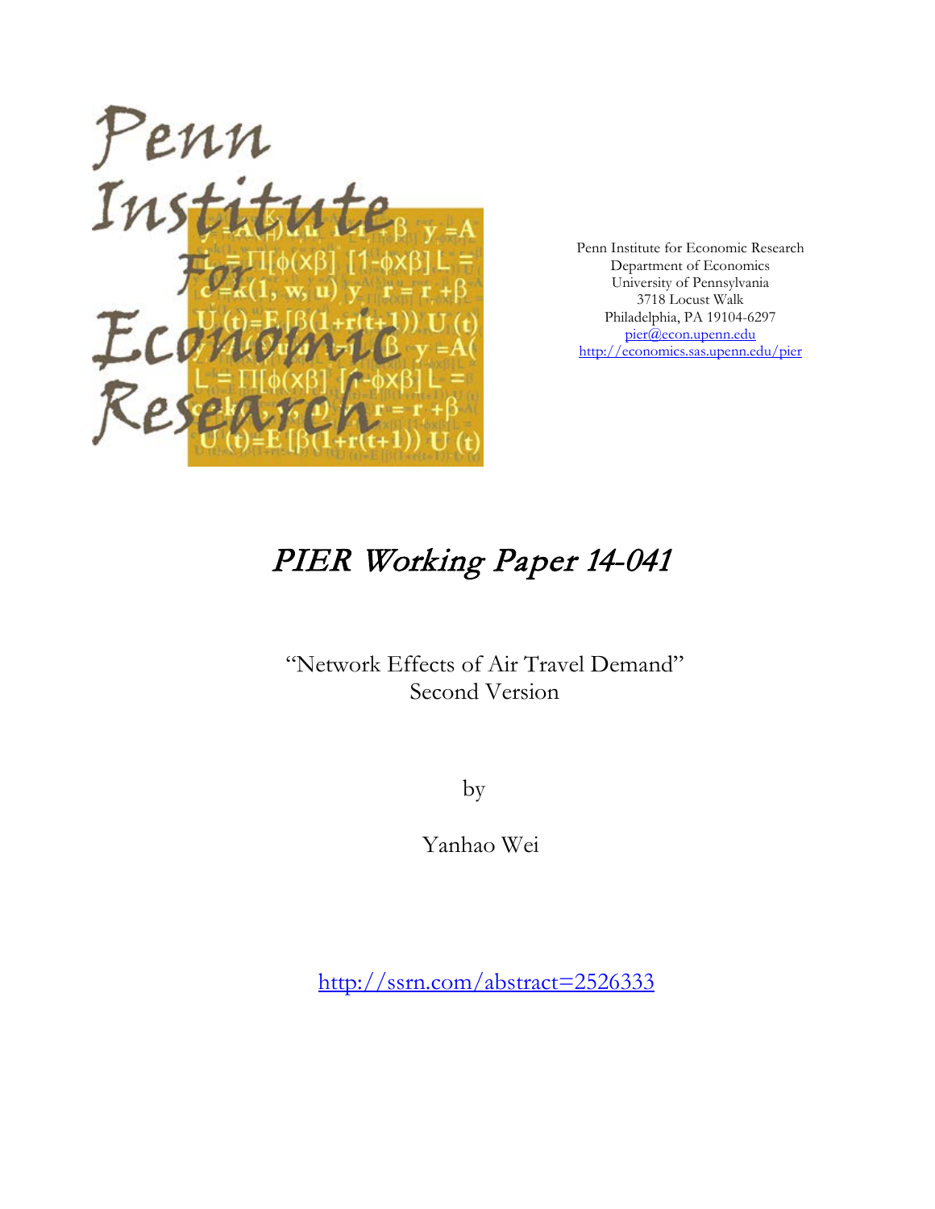Penn Institute for Economic Research
Department of Economics
University of Pennsylvania
3718 Locust Walk
Philadelphia, PA 19104-6297
pier@econ.upenn.edu
http://economics.sas.upenn.edu/pier

# *PIER Working Paper 14-041*

"Network Effects of Air Travel Demand"
Second Version

by

Yanhao Wei

http://ssrn.com/abstract=2526333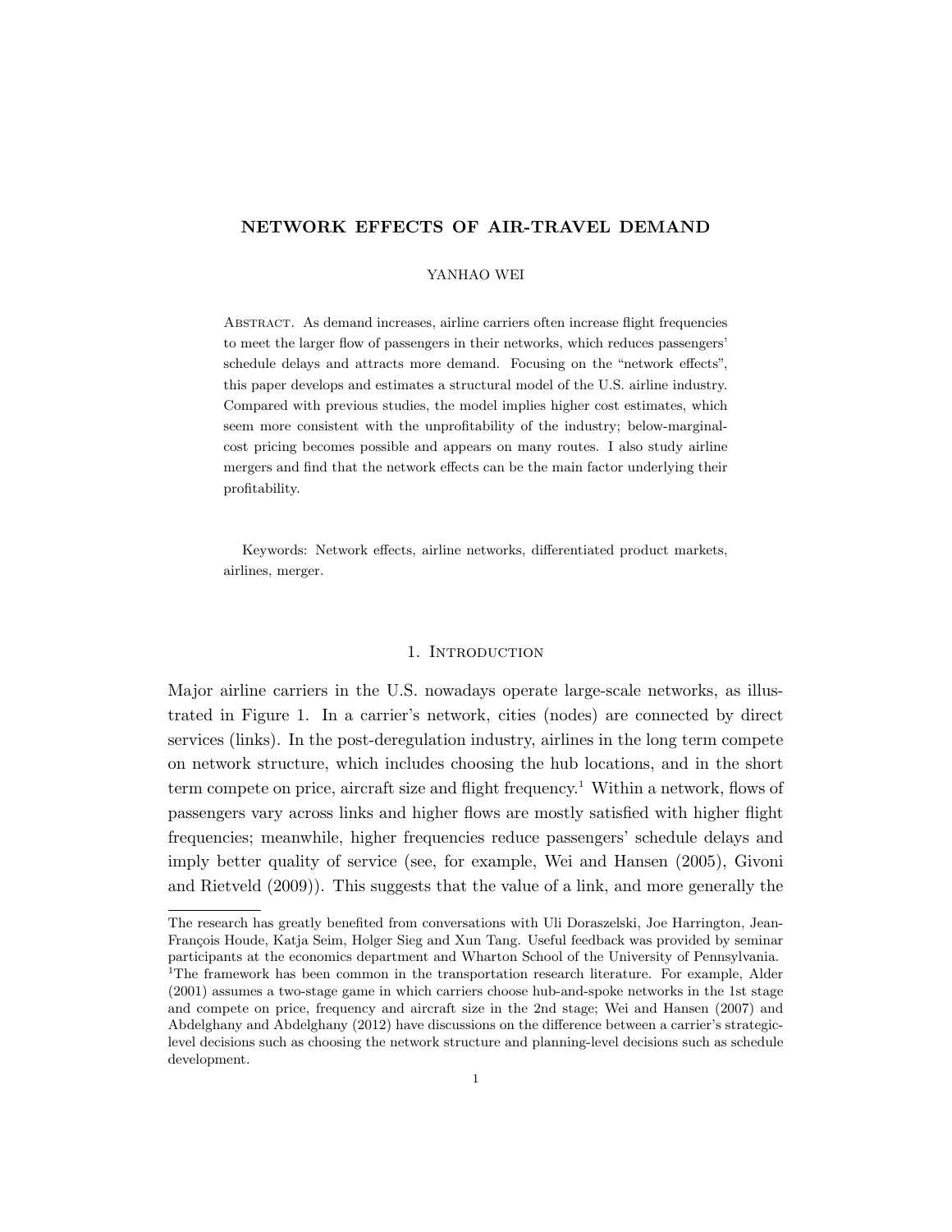# NETWORK EFFECTS OF AIR-TRAVEL DEMAND

YANHAO WEI

ABSTRACT. As demand increases, airline carriers often increase flight frequencies to meet the larger flow of passengers in their networks, which reduces passengers' schedule delays and attracts more demand. Focusing on the "network effects", this paper develops and estimates a structural model of the U.S. airline industry. Compared with previous studies, the model implies higher cost estimates, which seem more consistent with the unprofitability of the industry; below-marginal-cost pricing becomes possible and appears on many routes. I also study airline mergers and find that the network effects can be the main factor underlying their profitability.

Keywords: Network effects, airline networks, differentiated product markets, airlines, merger.

## 1. Introduction

Major airline carriers in the U.S. nowadays operate large-scale networks, as illustrated in Figure 1. In a carrier's network, cities (nodes) are connected by direct services (links). In the post-deregulation industry, airlines in the long term compete on network structure, which includes choosing the hub locations, and in the short term compete on price, aircraft size and flight frequency.[1] Within a network, flows of passengers vary across links and higher flows are mostly satisfied with higher flight frequencies; meanwhile, higher frequencies reduce passengers' schedule delays and imply better quality of service (see, for example, Wei and Hansen (2005), Givoni and Rietveld (2009)). This suggests that the value of a link, and more generally the

---

The research has greatly benefited from conversations with Uli Doraszelski, Joe Harrington, Jean-François Houde, Katja Seim, Holger Sieg and Xun Tang. Useful feedback was provided by seminar participants at the economics department and Wharton School of the University of Pennsylvania.

[1]The framework has been common in the transportation research literature. For example, Alder (2001) assumes a two-stage game in which carriers choose hub-and-spoke networks in the 1st stage and compete on price, frequency and aircraft size in the 2nd stage; Wei and Hansen (2007) and Abdelghany and Abdelghany (2012) have discussions on the difference between a carrier's strategic-level decisions such as choosing the network structure and planning-level decisions such as schedule development.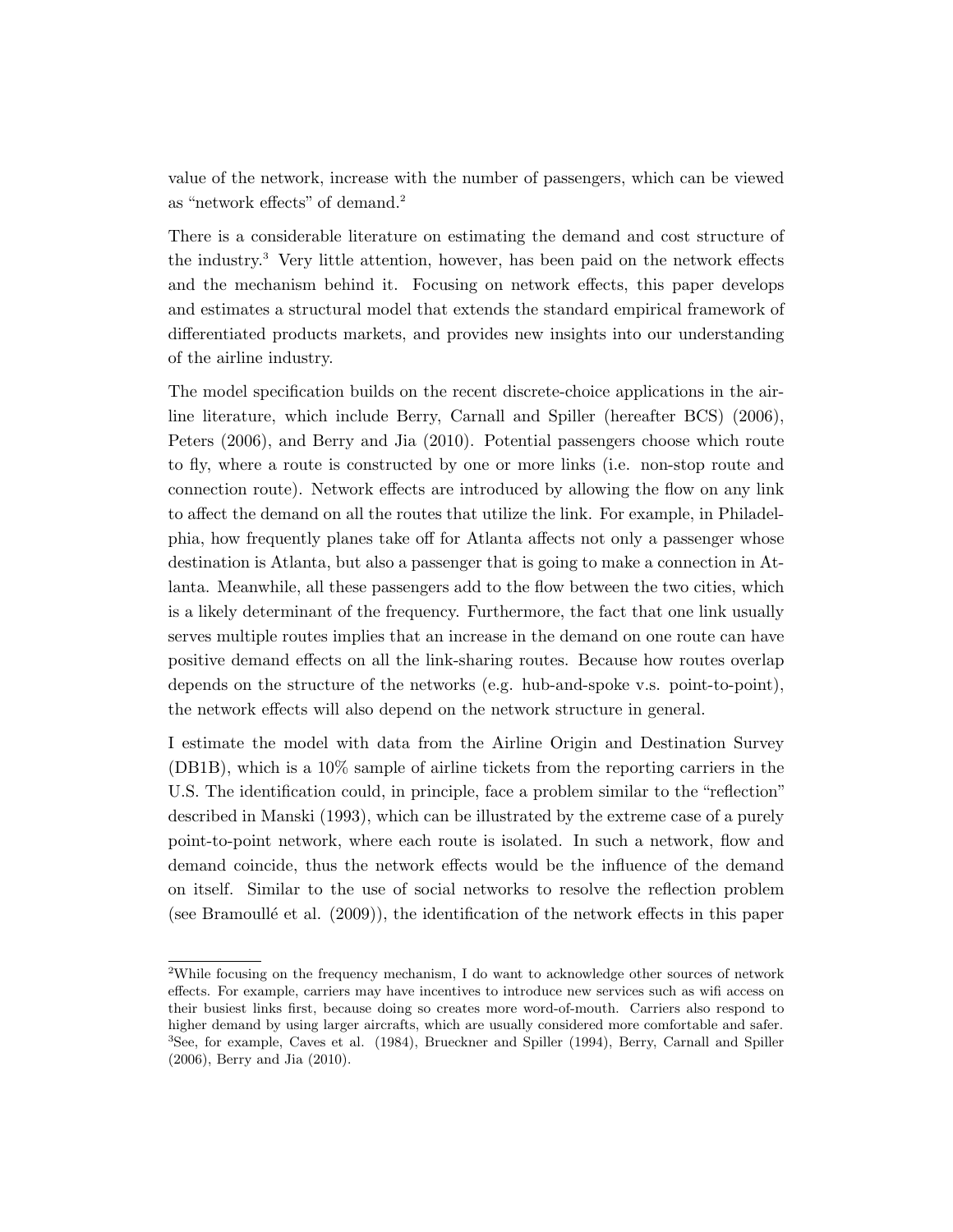value of the network, increase with the number of passengers, which can be viewed as "network effects" of demand.[2]

There is a considerable literature on estimating the demand and cost structure of the industry.[3] Very little attention, however, has been paid on the network effects and the mechanism behind it. Focusing on network effects, this paper develops and estimates a structural model that extends the standard empirical framework of differentiated products markets, and provides new insights into our understanding of the airline industry.

The model specification builds on the recent discrete-choice applications in the airline literature, which include Berry, Carnall and Spiller (hereafter BCS) (2006), Peters (2006), and Berry and Jia (2010). Potential passengers choose which route to fly, where a route is constructed by one or more links (i.e. non-stop route and connection route). Network effects are introduced by allowing the flow on any link to affect the demand on all the routes that utilize the link. For example, in Philadelphia, how frequently planes take off for Atlanta affects not only a passenger whose destination is Atlanta, but also a passenger that is going to make a connection in Atlanta. Meanwhile, all these passengers add to the flow between the two cities, which is a likely determinant of the frequency. Furthermore, the fact that one link usually serves multiple routes implies that an increase in the demand on one route can have positive demand effects on all the link-sharing routes. Because how routes overlap depends on the structure of the networks (e.g. hub-and-spoke v.s. point-to-point), the network effects will also depend on the network structure in general.

I estimate the model with data from the Airline Origin and Destination Survey (DB1B), which is a 10% sample of airline tickets from the reporting carriers in the U.S. The identification could, in principle, face a problem similar to the "reflection" described in Manski (1993), which can be illustrated by the extreme case of a purely point-to-point network, where each route is isolated. In such a network, flow and demand coincide, thus the network effects would be the influence of the demand on itself. Similar to the use of social networks to resolve the reflection problem (see Bramoullé et al. (2009)), the identification of the network effects in this paper

[2]While focusing on the frequency mechanism, I do want to acknowledge other sources of network effects. For example, carriers may have incentives to introduce new services such as wifi access on their busiest links first, because doing so creates more word-of-mouth. Carriers also respond to higher demand by using larger aircrafts, which are usually considered more comfortable and safer.

[3]See, for example, Caves et al. (1984), Brueckner and Spiller (1994), Berry, Carnall and Spiller (2006), Berry and Jia (2010).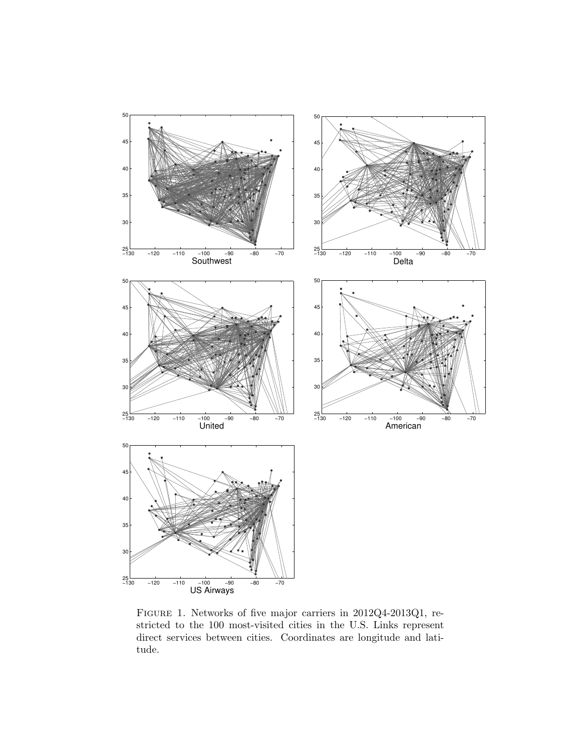Figure 1. Networks of five major carriers in 2012Q4-2013Q1, restricted to the 100 most-visited cities in the U.S. Links represent direct services between cities. Coordinates are longitude and latitude.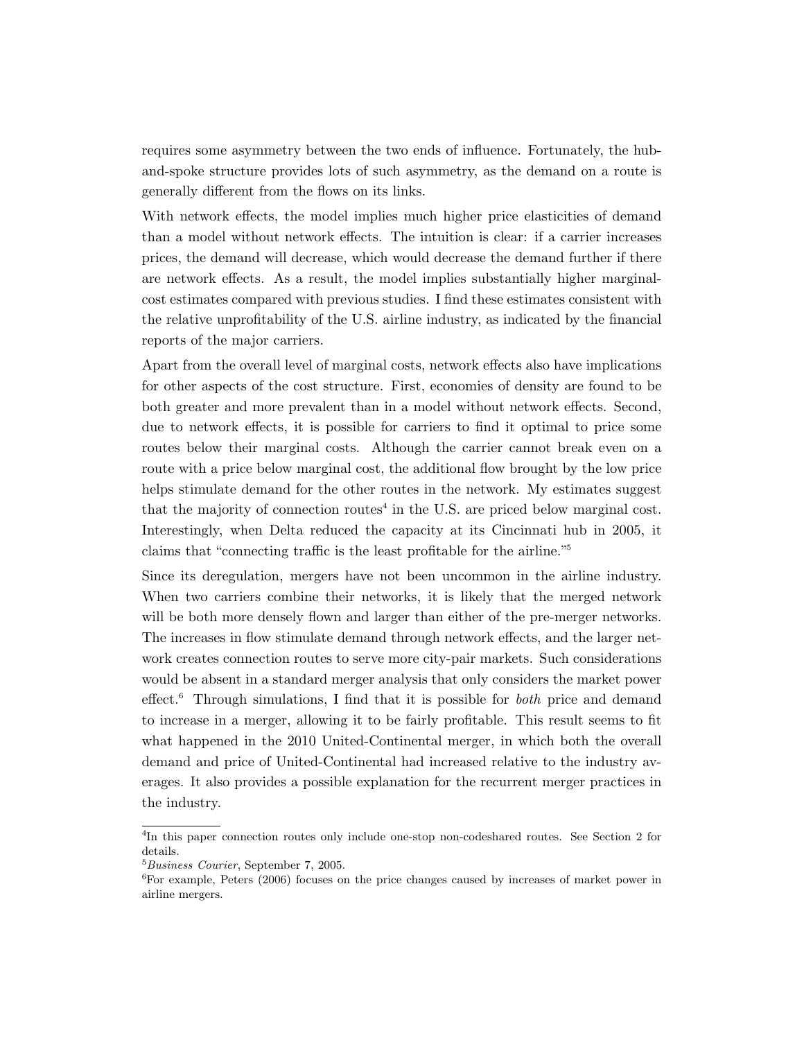requires some asymmetry between the two ends of influence. Fortunately, the hub-and-spoke structure provides lots of such asymmetry, as the demand on a route is generally different from the flows on its links.

With network effects, the model implies much higher price elasticities of demand than a model without network effects. The intuition is clear: if a carrier increases prices, the demand will decrease, which would decrease the demand further if there are network effects. As a result, the model implies substantially higher marginal-cost estimates compared with previous studies. I find these estimates consistent with the relative unprofitability of the U.S. airline industry, as indicated by the financial reports of the major carriers.

Apart from the overall level of marginal costs, network effects also have implications for other aspects of the cost structure. First, economies of density are found to be both greater and more prevalent than in a model without network effects. Second, due to network effects, it is possible for carriers to find it optimal to price some routes below their marginal costs. Although the carrier cannot break even on a route with a price below marginal cost, the additional flow brought by the low price helps stimulate demand for the other routes in the network. My estimates suggest that the majority of connection routes[4] in the U.S. are priced below marginal cost. Interestingly, when Delta reduced the capacity at its Cincinnati hub in 2005, it claims that "connecting traffic is the least profitable for the airline."[5]

Since its deregulation, mergers have not been uncommon in the airline industry. When two carriers combine their networks, it is likely that the merged network will be both more densely flown and larger than either of the pre-merger networks. The increases in flow stimulate demand through network effects, and the larger network creates connection routes to serve more city-pair markets. Such considerations would be absent in a standard merger analysis that only considers the market power effect.[6] Through simulations, I find that it is possible for *both* price and demand to increase in a merger, allowing it to be fairly profitable. This result seems to fit what happened in the 2010 United-Continental merger, in which both the overall demand and price of United-Continental had increased relative to the industry averages. It also provides a possible explanation for the recurrent merger practices in the industry.

[4]In this paper connection routes only include one-stop non-codeshared routes. See Section 2 for details.

[5]*Business Courier*, September 7, 2005.

[6]For example, Peters (2006) focuses on the price changes caused by increases of market power in airline mergers.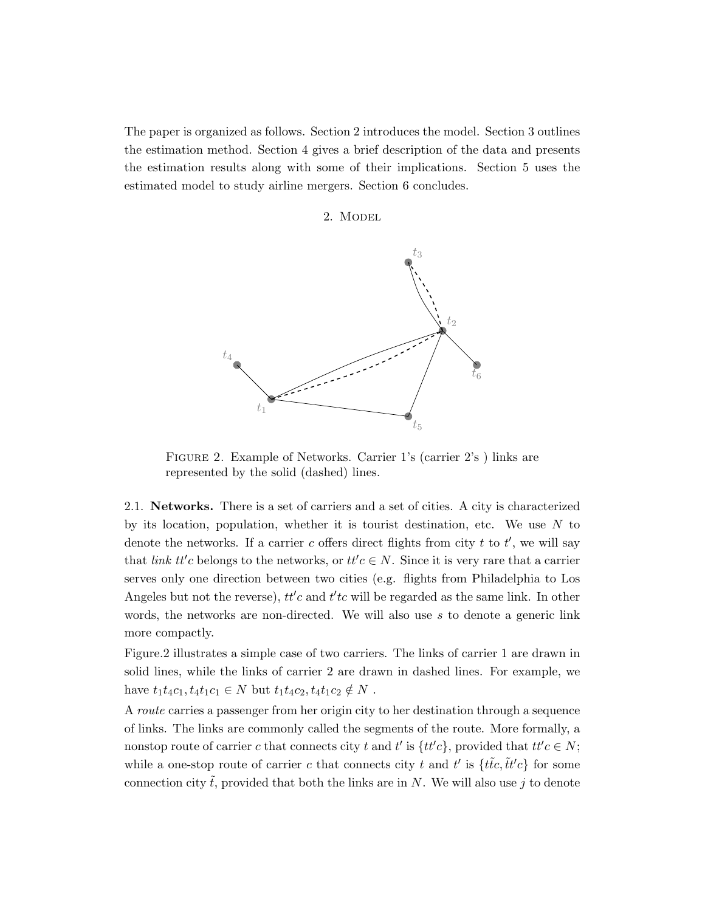The paper is organized as follows. Section 2 introduces the model. Section 3 outlines the estimation method. Section 4 gives a brief description of the data and presents the estimation results along with some of their implications. Section 5 uses the estimated model to study airline mergers. Section 6 concludes.

## 2. Model

Figure 2. Example of Networks. Carrier 1's (carrier 2's ) links are represented by the solid (dashed) lines.

2.1. **Networks.** There is a set of carriers and a set of cities. A city is characterized by its location, population, whether it is tourist destination, etc. We use $N$ to denote the networks. If a carrier $c$ offers direct flights from city $t$ to $t'$, we will say that *link* $tt'c$ belongs to the networks, or $tt'c \in N$. Since it is very rare that a carrier serves only one direction between two cities (e.g. flights from Philadelphia to Los Angeles but not the reverse), $tt'c$ and $t'tc$ will be regarded as the same link. In other words, the networks are non-directed. We will also use $s$ to denote a generic link more compactly.

Figure.2 illustrates a simple case of two carriers. The links of carrier 1 are drawn in solid lines, while the links of carrier 2 are drawn in dashed lines. For example, we have $t_1t_4c_1, t_4t_1c_1 \in N$ but $t_1t_4c_2, t_4t_1c_2 \notin N$ .

A *route* carries a passenger from her origin city to her destination through a sequence of links. The links are commonly called the segments of the route. More formally, a nonstop route of carrier $c$ that connects city $t$ and $t'$ is $\{tt'c\}$, provided that $tt'c \in N$; while a one-stop route of carrier $c$ that connects city $t$ and $t'$ is $\{t\tilde{t}c, \tilde{t}t'c\}$ for some connection city $\tilde{t}$, provided that both the links are in $N$. We will also use $j$ to denote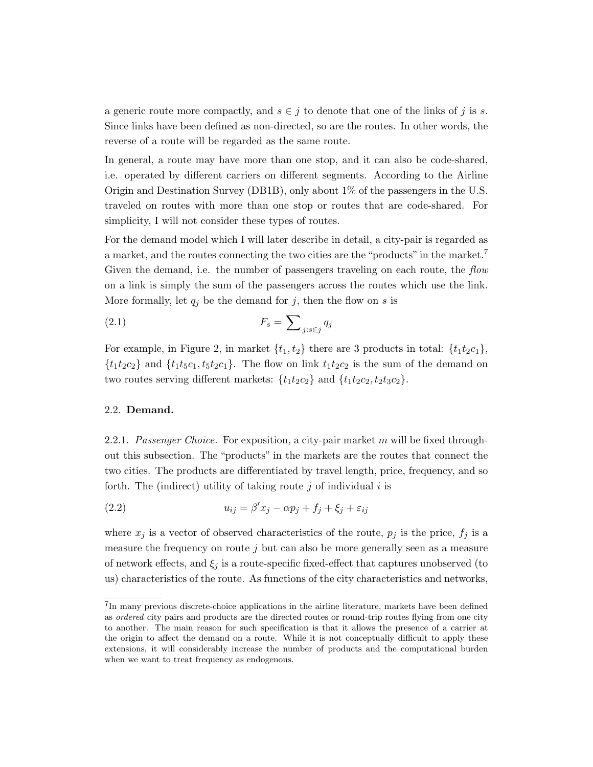a generic route more compactly, and $s \in j$ to denote that one of the links of $j$ is $s$. Since links have been defined as non-directed, so are the routes. In other words, the reverse of a route will be regarded as the same route.

In general, a route may have more than one stop, and it can also be code-shared, i.e. operated by different carriers on different segments. According to the Airline Origin and Destination Survey (DB1B), only about 1% of the passengers in the U.S. traveled on routes with more than one stop or routes that are code-shared. For simplicity, I will not consider these types of routes.

For the demand model which I will later describe in detail, a city-pair is regarded as a market, and the routes connecting the two cities are the "products" in the market.[7] Given the demand, i.e. the number of passengers traveling on each route, the *flow* on a link is simply the sum of the passengers across the routes which use the link. More formally, let $q_j$ be the demand for $j$, then the flow on $s$ is

$$F_s = \sum_{j:s\in j} q_j \tag{2.1}$$

For example, in Figure 2, in market $\{t_1, t_2\}$ there are 3 products in total: $\{t_1t_2c_1\}$, $\{t_1t_2c_2\}$ and $\{t_1t_5c_1, t_5t_2c_1\}$. The flow on link $t_1t_2c_2$ is the sum of the demand on two routes serving different markets: $\{t_1t_2c_2\}$ and $\{t_1t_2c_2, t_2t_3c_2\}$.

## 2.2. Demand.

2.2.1. *Passenger Choice.* For exposition, a city-pair market $m$ will be fixed throughout this subsection. The "products" in the markets are the routes that connect the two cities. The products are differentiated by travel length, price, frequency, and so forth. The (indirect) utility of taking route $j$ of individual $i$ is

$$u_{ij} = \beta' x_j - \alpha p_j + f_j + \xi_j + \varepsilon_{ij} \tag{2.2}$$

where $x_j$ is a vector of observed characteristics of the route, $p_j$ is the price, $f_j$ is a measure the frequency on route $j$ but can also be more generally seen as a measure of network effects, and $\xi_j$ is a route-specific fixed-effect that captures unobserved (to us) characteristics of the route. As functions of the city characteristics and networks,

[7] In many previous discrete-choice applications in the airline literature, markets have been defined as *ordered* city pairs and products are the directed routes or round-trip routes flying from one city to another. The main reason for such specification is that it allows the presence of a carrier at the origin to affect the demand on a route. While it is not conceptually difficult to apply these extensions, it will considerably increase the number of products and the computational burden when we want to treat frequency as endogenous.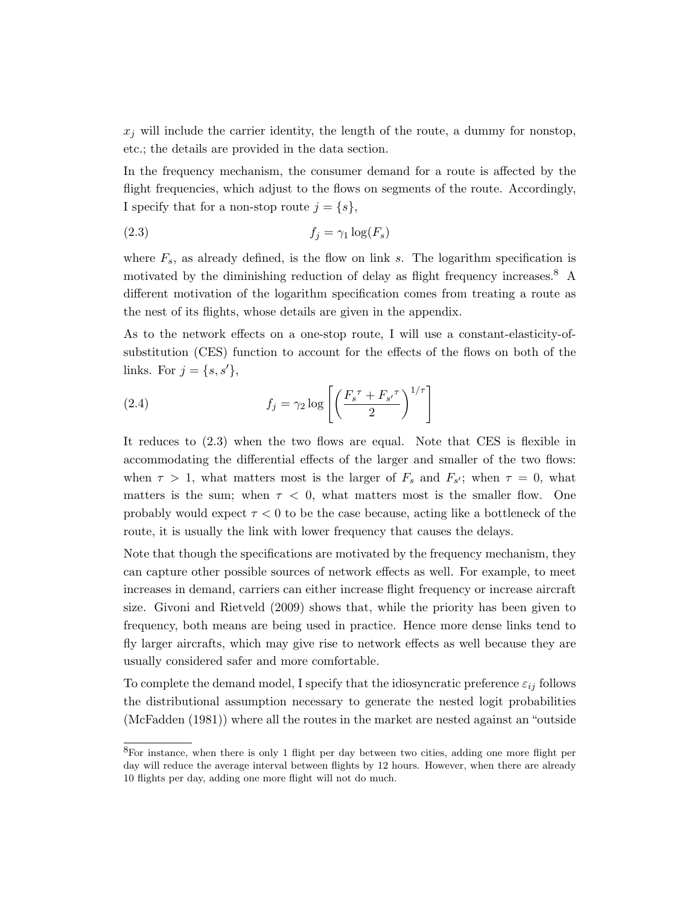$x_j$ will include the carrier identity, the length of the route, a dummy for nonstop, etc.; the details are provided in the data section.

In the frequency mechanism, the consumer demand for a route is affected by the flight frequencies, which adjust to the flows on segments of the route. Accordingly, I specify that for a non-stop route $j = \{s\}$,

$$f_j = \gamma_1 \log(F_s) \tag{2.3}$$

where $F_s$, as already defined, is the flow on link $s$. The logarithm specification is motivated by the diminishing reduction of delay as flight frequency increases.[8] A different motivation of the logarithm specification comes from treating a route as the nest of its flights, whose details are given in the appendix.

As to the network effects on a one-stop route, I will use a constant-elasticity-of-substitution (CES) function to account for the effects of the flows on both of the links. For $j = \{s, s'\}$,

$$f_j = \gamma_2 \log \left[ \left( \frac{{F_s}^{\tau} + {F_{s'}}^{\tau}}{2} \right)^{1/\tau} \right] \tag{2.4}$$

It reduces to (2.3) when the two flows are equal. Note that CES is flexible in accommodating the differential effects of the larger and smaller of the two flows: when $\tau > 1$, what matters most is the larger of $F_s$ and $F_{s'}$; when $\tau = 0$, what matters is the sum; when $\tau < 0$, what matters most is the smaller flow. One probably would expect $\tau < 0$ to be the case because, acting like a bottleneck of the route, it is usually the link with lower frequency that causes the delays.

Note that though the specifications are motivated by the frequency mechanism, they can capture other possible sources of network effects as well. For example, to meet increases in demand, carriers can either increase flight frequency or increase aircraft size. Givoni and Rietveld (2009) shows that, while the priority has been given to frequency, both means are being used in practice. Hence more dense links tend to fly larger aircrafts, which may give rise to network effects as well because they are usually considered safer and more comfortable.

To complete the demand model, I specify that the idiosyncratic preference $\varepsilon_{ij}$ follows the distributional assumption necessary to generate the nested logit probabilities (McFadden (1981)) where all the routes in the market are nested against an "outside

[8]For instance, when there is only 1 flight per day between two cities, adding one more flight per day will reduce the average interval between flights by 12 hours. However, when there are already 10 flights per day, adding one more flight will not do much.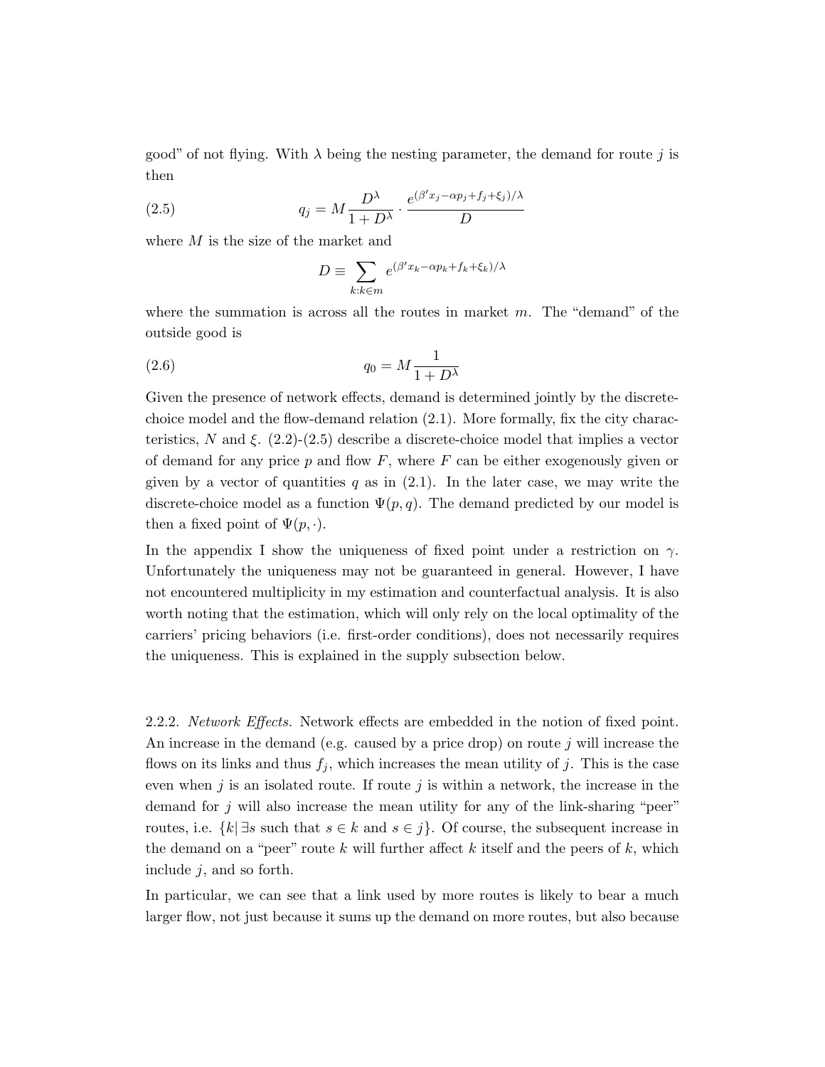good" of not flying. With $\lambda$ being the nesting parameter, the demand for route $j$ is then

$$q_j = M \frac{D^\lambda}{1 + D^\lambda} \cdot \frac{e^{(\beta' x_j - \alpha p_j + f_j + \xi_j)/\lambda}}{D} \tag{2.5}$$

where $M$ is the size of the market and

$$D \equiv \sum_{k:k \in m} e^{(\beta' x_k - \alpha p_k + f_k + \xi_k)/\lambda}$$

where the summation is across all the routes in market $m$. The "demand" of the outside good is

$$q_0 = M \frac{1}{1 + D^\lambda} \tag{2.6}$$

Given the presence of network effects, demand is determined jointly by the discrete-choice model and the flow-demand relation (2.1). More formally, fix the city characteristics, $N$ and $\xi$. (2.2)-(2.5) describe a discrete-choice model that implies a vector of demand for any price $p$ and flow $F$, where $F$ can be either exogenously given or given by a vector of quantities $q$ as in (2.1). In the later case, we may write the discrete-choice model as a function $\Psi(p, q)$. The demand predicted by our model is then a fixed point of $\Psi(p, \cdot)$.

In the appendix I show the uniqueness of fixed point under a restriction on $\gamma$. Unfortunately the uniqueness may not be guaranteed in general. However, I have not encountered multiplicity in my estimation and counterfactual analysis. It is also worth noting that the estimation, which will only rely on the local optimality of the carriers' pricing behaviors (i.e. first-order conditions), does not necessarily requires the uniqueness. This is explained in the supply subsection below.

2.2.2. *Network Effects.* Network effects are embedded in the notion of fixed point. An increase in the demand (e.g. caused by a price drop) on route $j$ will increase the flows on its links and thus $f_j$, which increases the mean utility of $j$. This is the case even when $j$ is an isolated route. If route $j$ is within a network, the increase in the demand for $j$ will also increase the mean utility for any of the link-sharing "peer" routes, i.e. $\{k | \exists s \text{ such that } s \in k \text{ and } s \in j\}$. Of course, the subsequent increase in the demand on a "peer" route $k$ will further affect $k$ itself and the peers of $k$, which include $j$, and so forth.

In particular, we can see that a link used by more routes is likely to bear a much larger flow, not just because it sums up the demand on more routes, but also because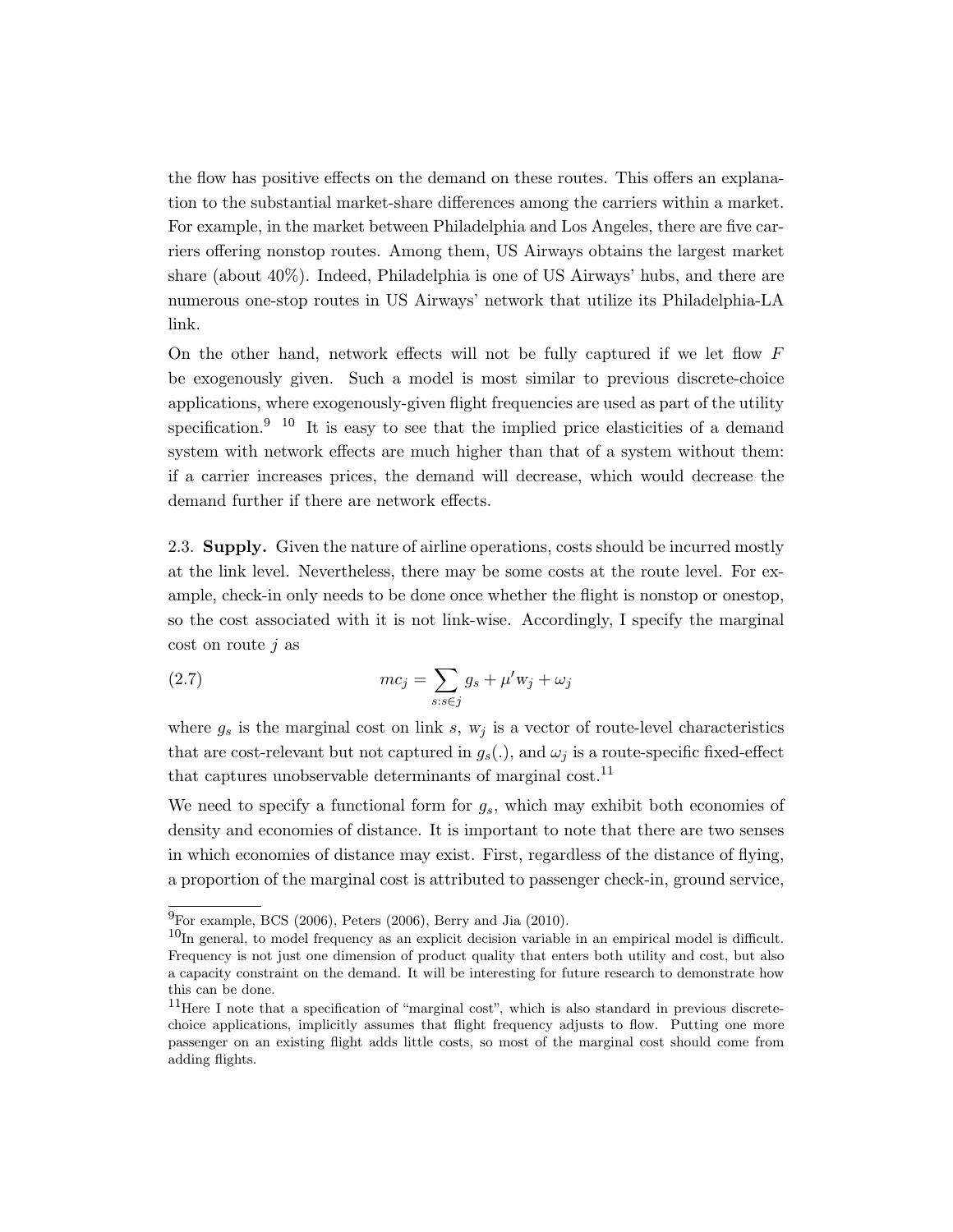the flow has positive effects on the demand on these routes. This offers an explanation to the substantial market-share differences among the carriers within a market. For example, in the market between Philadelphia and Los Angeles, there are five carriers offering nonstop routes. Among them, US Airways obtains the largest market share (about 40%). Indeed, Philadelphia is one of US Airways' hubs, and there are numerous one-stop routes in US Airways' network that utilize its Philadelphia-LA link.

On the other hand, network effects will not be fully captured if we let flow $F$ be exogenously given. Such a model is most similar to previous discrete-choice applications, where exogenously-given flight frequencies are used as part of the utility specification.[9] [10] It is easy to see that the implied price elasticities of a demand system with network effects are much higher than that of a system without them: if a carrier increases prices, the demand will decrease, which would decrease the demand further if there are network effects.

2.3. **Supply.** Given the nature of airline operations, costs should be incurred mostly at the link level. Nevertheless, there may be some costs at the route level. For example, check-in only needs to be done once whether the flight is nonstop or onestop, so the cost associated with it is not link-wise. Accordingly, I specify the marginal cost on route $j$ as

$$mc_j = \sum_{s:s\in j} g_s + \mu' \mathrm{w}_j + \omega_j \tag{2.7}$$

where $g_s$ is the marginal cost on link $s$, $\mathrm{w}_j$ is a vector of route-level characteristics that are cost-relevant but not captured in $g_s(.)$, and $\omega_j$ is a route-specific fixed-effect that captures unobservable determinants of marginal cost.[11]

We need to specify a functional form for $g_s$, which may exhibit both economies of density and economies of distance. It is important to note that there are two senses in which economies of distance may exist. First, regardless of the distance of flying, a proportion of the marginal cost is attributed to passenger check-in, ground service,

---

[9] For example, BCS (2006), Peters (2006), Berry and Jia (2010).

[10] In general, to model frequency as an explicit decision variable in an empirical model is difficult. Frequency is not just one dimension of product quality that enters both utility and cost, but also a capacity constraint on the demand. It will be interesting for future research to demonstrate how this can be done.

[11] Here I note that a specification of "marginal cost", which is also standard in previous discrete-choice applications, implicitly assumes that flight frequency adjusts to flow. Putting one more passenger on an existing flight adds little costs, so most of the marginal cost should come from adding flights.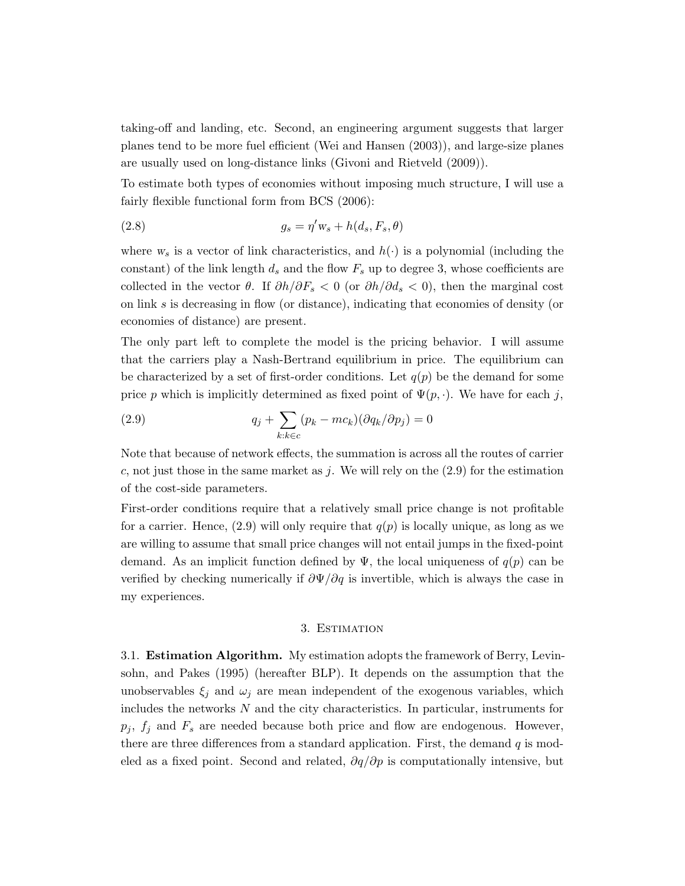taking-off and landing, etc. Second, an engineering argument suggests that larger planes tend to be more fuel efficient (Wei and Hansen (2003)), and large-size planes are usually used on long-distance links (Givoni and Rietveld (2009)).

To estimate both types of economies without imposing much structure, I will use a fairly flexible functional form from BCS (2006):

$$g_s = \eta' w_s + h(d_s, F_s, \theta) \tag{2.8}$$

where $w_s$ is a vector of link characteristics, and $h(\cdot)$ is a polynomial (including the constant) of the link length $d_s$ and the flow $F_s$ up to degree 3, whose coefficients are collected in the vector $\theta$. If $\partial h/\partial F_s < 0$ (or $\partial h/\partial d_s < 0$), then the marginal cost on link $s$ is decreasing in flow (or distance), indicating that economies of density (or economies of distance) are present.

The only part left to complete the model is the pricing behavior. I will assume that the carriers play a Nash-Bertrand equilibrium in price. The equilibrium can be characterized by a set of first-order conditions. Let $q(p)$ be the demand for some price $p$ which is implicitly determined as fixed point of $\Psi(p, \cdot)$. We have for each $j$,

$$q_j + \sum_{k:k \in c} (p_k - mc_k)(\partial q_k/\partial p_j) = 0 \tag{2.9}$$

Note that because of network effects, the summation is across all the routes of carrier $c$, not just those in the same market as $j$. We will rely on the (2.9) for the estimation of the cost-side parameters.

First-order conditions require that a relatively small price change is not profitable for a carrier. Hence, (2.9) will only require that $q(p)$ is locally unique, as long as we are willing to assume that small price changes will not entail jumps in the fixed-point demand. As an implicit function defined by $\Psi$, the local uniqueness of $q(p)$ can be verified by checking numerically if $\partial\Psi/\partial q$ is invertible, which is always the case in my experiences.

## 3. Estimation

3.1. **Estimation Algorithm.** My estimation adopts the framework of Berry, Levinsohn, and Pakes (1995) (hereafter BLP). It depends on the assumption that the unobservables $\xi_j$ and $\omega_j$ are mean independent of the exogenous variables, which includes the networks $N$ and the city characteristics. In particular, instruments for $p_j$, $f_j$ and $F_s$ are needed because both price and flow are endogenous. However, there are three differences from a standard application. First, the demand $q$ is modeled as a fixed point. Second and related, $\partial q/\partial p$ is computationally intensive, but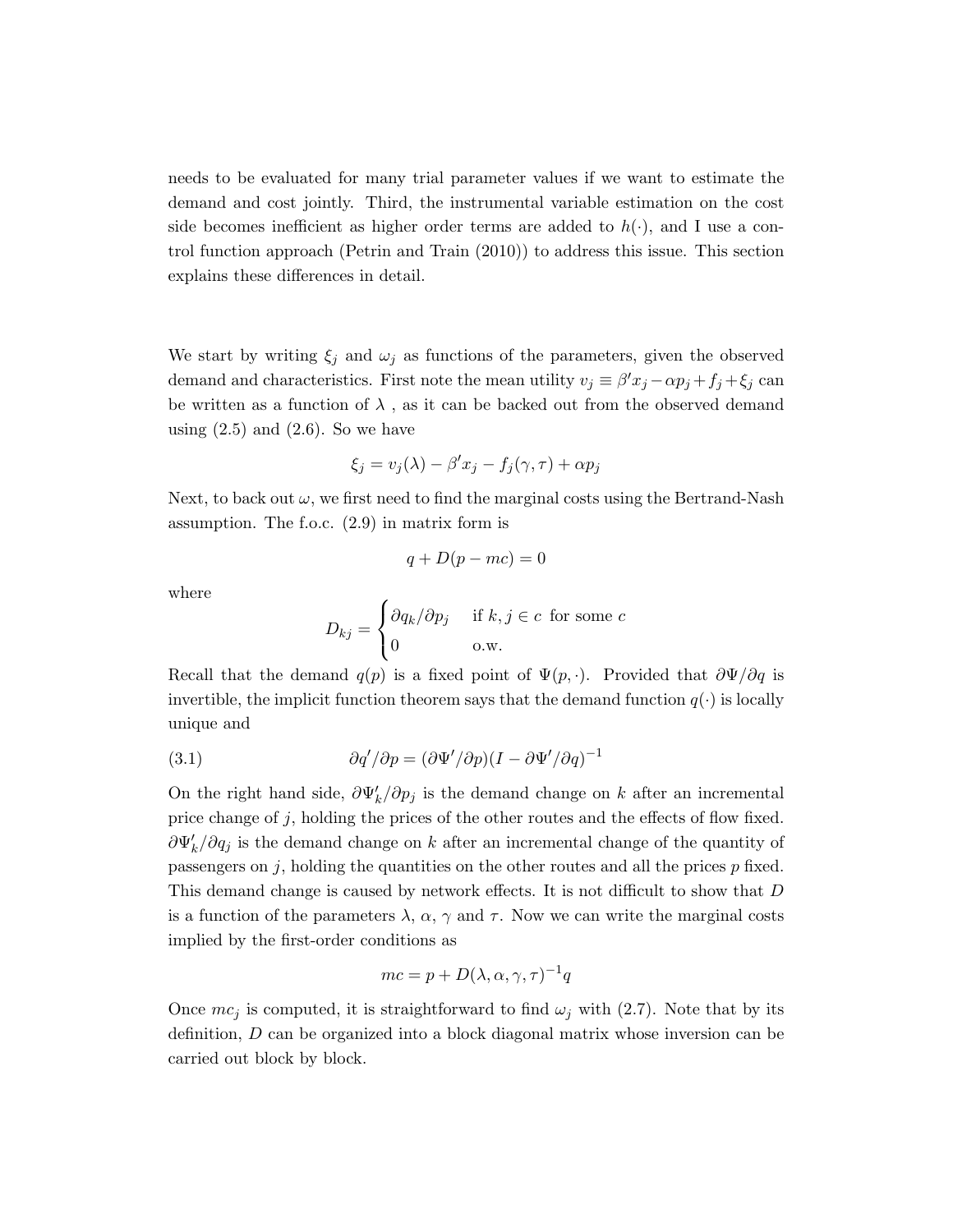needs to be evaluated for many trial parameter values if we want to estimate the demand and cost jointly. Third, the instrumental variable estimation on the cost side becomes inefficient as higher order terms are added to $h(\cdot)$, and I use a control function approach (Petrin and Train (2010)) to address this issue. This section explains these differences in detail.

We start by writing $\xi_j$ and $\omega_j$ as functions of the parameters, given the observed demand and characteristics. First note the mean utility $v_j \equiv \beta' x_j - \alpha p_j + f_j + \xi_j$ can be written as a function of $\lambda$ , as it can be backed out from the observed demand using (2.5) and (2.6). So we have

$$\xi_j = v_j(\lambda) - \beta' x_j - f_j(\gamma, \tau) + \alpha p_j$$

Next, to back out $\omega$, we first need to find the marginal costs using the Bertrand-Nash assumption. The f.o.c. (2.9) in matrix form is

$$q + D(p - mc) = 0$$

where

$$D_{kj} = \begin{cases} \partial q_k / \partial p_j & \text{if } k, j \in c \text{ for some } c \\ 0 & \text{o.w.} \end{cases}$$

Recall that the demand $q(p)$ is a fixed point of $\Psi(p, \cdot)$. Provided that $\partial \Psi / \partial q$ is invertible, the implicit function theorem says that the demand function $q(\cdot)$ is locally unique and

$$\partial q' / \partial p = (\partial \Psi' / \partial p)(I - \partial \Psi' / \partial q)^{-1} \tag{3.1}$$

On the right hand side, $\partial \Psi'_k / \partial p_j$ is the demand change on $k$ after an incremental price change of $j$, holding the prices of the other routes and the effects of flow fixed. $\partial \Psi'_k / \partial q_j$ is the demand change on $k$ after an incremental change of the quantity of passengers on $j$, holding the quantities on the other routes and all the prices $p$ fixed. This demand change is caused by network effects. It is not difficult to show that $D$ is a function of the parameters $\lambda$, $\alpha$, $\gamma$ and $\tau$. Now we can write the marginal costs implied by the first-order conditions as

$$mc = p + D(\lambda, \alpha, \gamma, \tau)^{-1} q$$

Once $mc_j$ is computed, it is straightforward to find $\omega_j$ with (2.7). Note that by its definition, $D$ can be organized into a block diagonal matrix whose inversion can be carried out block by block.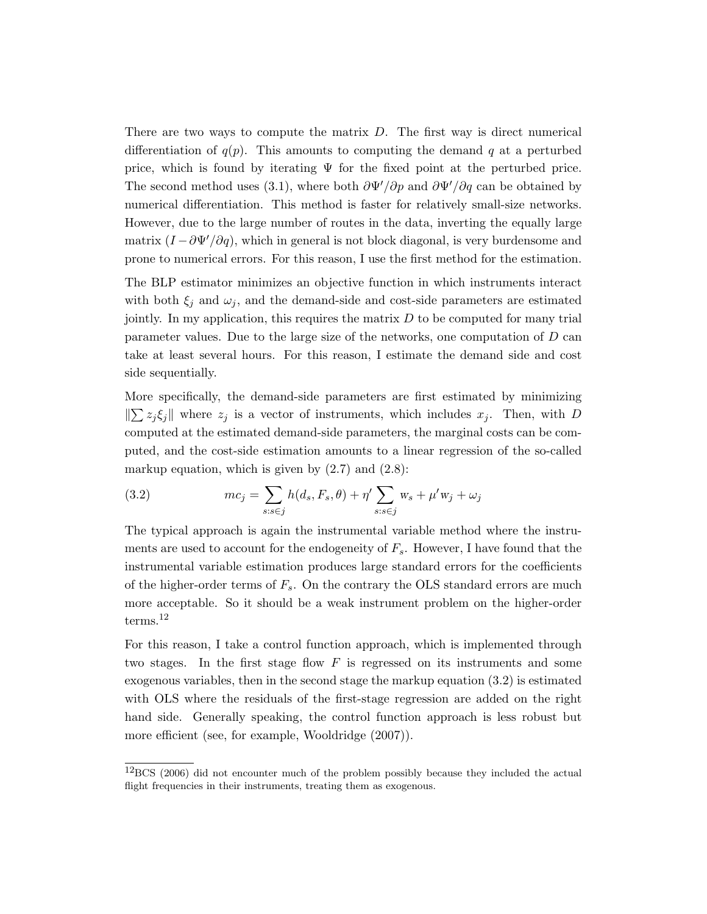There are two ways to compute the matrix $D$. The first way is direct numerical differentiation of $q(p)$. This amounts to computing the demand $q$ at a perturbed price, which is found by iterating $\Psi$ for the fixed point at the perturbed price. The second method uses (3.1), where both $\partial\Psi'/\partial p$ and $\partial\Psi'/\partial q$ can be obtained by numerical differentiation. This method is faster for relatively small-size networks. However, due to the large number of routes in the data, inverting the equally large matrix $(I - \partial\Psi'/\partial q)$, which in general is not block diagonal, is very burdensome and prone to numerical errors. For this reason, I use the first method for the estimation.

The BLP estimator minimizes an objective function in which instruments interact with both $\xi_j$ and $\omega_j$, and the demand-side and cost-side parameters are estimated jointly. In my application, this requires the matrix $D$ to be computed for many trial parameter values. Due to the large size of the networks, one computation of $D$ can take at least several hours. For this reason, I estimate the demand side and cost side sequentially.

More specifically, the demand-side parameters are first estimated by minimizing $\|\sum z_j \xi_j\|$ where $z_j$ is a vector of instruments, which includes $x_j$. Then, with $D$ computed at the estimated demand-side parameters, the marginal costs can be computed, and the cost-side estimation amounts to a linear regression of the so-called markup equation, which is given by (2.7) and (2.8):

$$mc_j = \sum_{s:s\in j} h(d_s, F_s, \theta) + \eta' \sum_{s:s\in j} \mathrm{w}_s + \mu' \mathrm{w}_j + \omega_j \tag{3.2}$$

The typical approach is again the instrumental variable method where the instruments are used to account for the endogeneity of $F_s$. However, I have found that the instrumental variable estimation produces large standard errors for the coefficients of the higher-order terms of $F_s$. On the contrary the OLS standard errors are much more acceptable. So it should be a weak instrument problem on the higher-order terms.[12]

For this reason, I take a control function approach, which is implemented through two stages. In the first stage flow $F$ is regressed on its instruments and some exogenous variables, then in the second stage the markup equation (3.2) is estimated with OLS where the residuals of the first-stage regression are added on the right hand side. Generally speaking, the control function approach is less robust but more efficient (see, for example, Wooldridge (2007)).

[12] BCS (2006) did not encounter much of the problem possibly because they included the actual flight frequencies in their instruments, treating them as exogenous.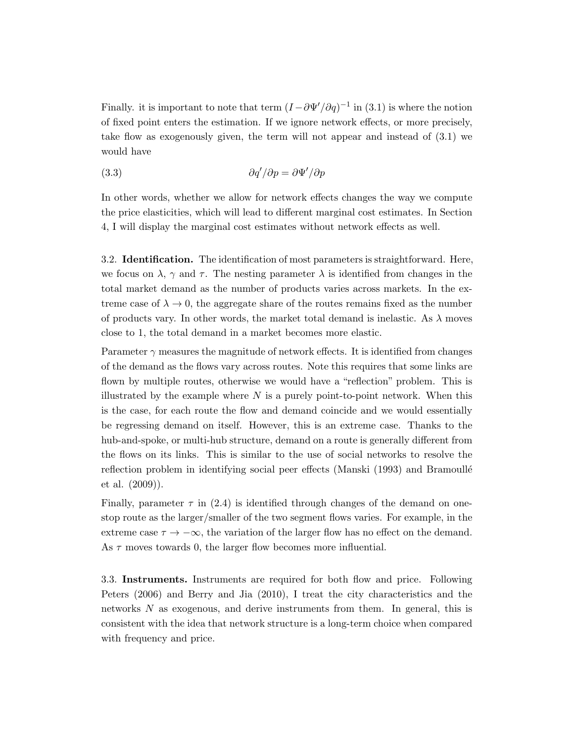Finally. it is important to note that term $(I - \partial\Psi'/\partial q)^{-1}$ in (3.1) is where the notion of fixed point enters the estimation. If we ignore network effects, or more precisely, take flow as exogenously given, the term will not appear and instead of (3.1) we would have

$$\partial q'/\partial p = \partial \Psi'/\partial p \tag{3.3}$$

In other words, whether we allow for network effects changes the way we compute the price elasticities, which will lead to different marginal cost estimates. In Section 4, I will display the marginal cost estimates without network effects as well.

### 3.2. Identification.

The identification of most parameters is straightforward. Here, we focus on $\lambda$, $\gamma$ and $\tau$. The nesting parameter $\lambda$ is identified from changes in the total market demand as the number of products varies across markets. In the extreme case of $\lambda \to 0$, the aggregate share of the routes remains fixed as the number of products vary. In other words, the market total demand is inelastic. As $\lambda$ moves close to 1, the total demand in a market becomes more elastic.

Parameter $\gamma$ measures the magnitude of network effects. It is identified from changes of the demand as the flows vary across routes. Note this requires that some links are flown by multiple routes, otherwise we would have a "reflection" problem. This is illustrated by the example where $N$ is a purely point-to-point network. When this is the case, for each route the flow and demand coincide and we would essentially be regressing demand on itself. However, this is an extreme case. Thanks to the hub-and-spoke, or multi-hub structure, demand on a route is generally different from the flows on its links. This is similar to the use of social networks to resolve the reflection problem in identifying social peer effects (Manski (1993) and Bramoullé et al. (2009)).

Finally, parameter $\tau$ in (2.4) is identified through changes of the demand on one-stop route as the larger/smaller of the two segment flows varies. For example, in the extreme case $\tau \to -\infty$, the variation of the larger flow has no effect on the demand. As $\tau$ moves towards 0, the larger flow becomes more influential.

### 3.3. Instruments.

Instruments are required for both flow and price. Following Peters (2006) and Berry and Jia (2010), I treat the city characteristics and the networks $N$ as exogenous, and derive instruments from them. In general, this is consistent with the idea that network structure is a long-term choice when compared with frequency and price.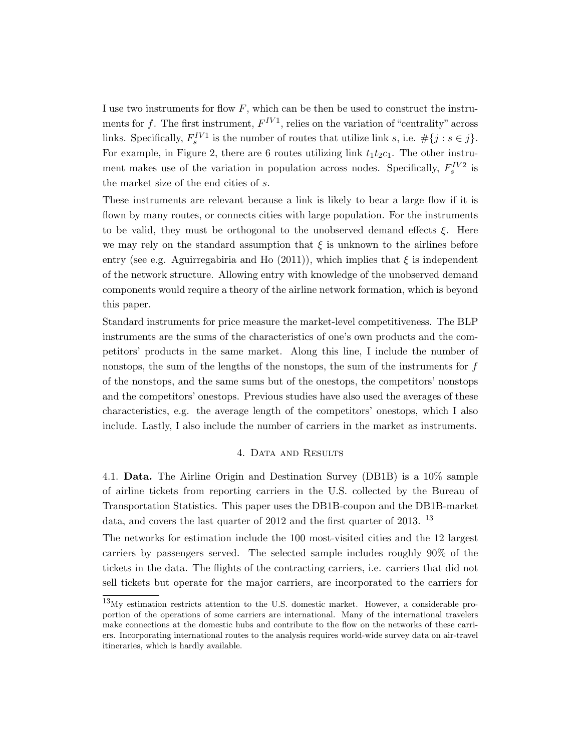I use two instruments for flow $F$, which can be then be used to construct the instruments for $f$. The first instrument, $F^{IV1}$, relies on the variation of "centrality" across links. Specifically, $F_s^{IV1}$ is the number of routes that utilize link $s$, i.e. $\#\{j : s \in j\}$. For example, in Figure 2, there are 6 routes utilizing link $t_1t_2c_1$. The other instrument makes use of the variation in population across nodes. Specifically, $F_s^{IV2}$ is the market size of the end cities of $s$.

These instruments are relevant because a link is likely to bear a large flow if it is flown by many routes, or connects cities with large population. For the instruments to be valid, they must be orthogonal to the unobserved demand effects $\xi$. Here we may rely on the standard assumption that $\xi$ is unknown to the airlines before entry (see e.g. Aguirregabiria and Ho (2011)), which implies that $\xi$ is independent of the network structure. Allowing entry with knowledge of the unobserved demand components would require a theory of the airline network formation, which is beyond this paper.

Standard instruments for price measure the market-level competitiveness. The BLP instruments are the sums of the characteristics of one's own products and the competitors' products in the same market. Along this line, I include the number of nonstops, the sum of the lengths of the nonstops, the sum of the instruments for $f$ of the nonstops, and the same sums but of the onestops, the competitors' nonstops and the competitors' onestops. Previous studies have also used the averages of these characteristics, e.g. the average length of the competitors' onestops, which I also include. Lastly, I also include the number of carriers in the market as instruments.

## 4. Data and Results

4.1. **Data.** The Airline Origin and Destination Survey (DB1B) is a 10% sample of airline tickets from reporting carriers in the U.S. collected by the Bureau of Transportation Statistics. This paper uses the DB1B-coupon and the DB1B-market data, and covers the last quarter of 2012 and the first quarter of 2013. [13]

The networks for estimation include the 100 most-visited cities and the 12 largest carriers by passengers served. The selected sample includes roughly 90% of the tickets in the data. The flights of the contracting carriers, i.e. carriers that did not sell tickets but operate for the major carriers, are incorporated to the carriers for

[13] My estimation restricts attention to the U.S. domestic market. However, a considerable proportion of the operations of some carriers are international. Many of the international travelers make connections at the domestic hubs and contribute to the flow on the networks of these carriers. Incorporating international routes to the analysis requires world-wide survey data on air-travel itineraries, which is hardly available.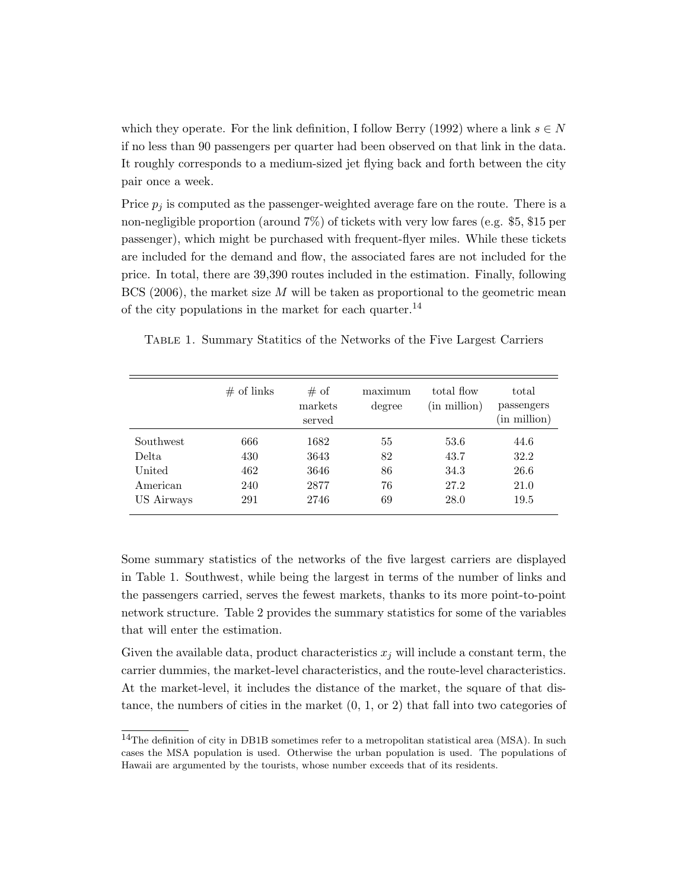which they operate. For the link definition, I follow Berry (1992) where a link $s \in N$ if no less than 90 passengers per quarter had been observed on that link in the data. It roughly corresponds to a medium-sized jet flying back and forth between the city pair once a week.

Price $p_j$ is computed as the passenger-weighted average fare on the route. There is a non-negligible proportion (around 7%) of tickets with very low fares (e.g. \$5, \$15 per passenger), which might be purchased with frequent-flyer miles. While these tickets are included for the demand and flow, the associated fares are not included for the price. In total, there are 39,390 routes included in the estimation. Finally, following BCS (2006), the market size $M$ will be taken as proportional to the geometric mean of the city populations in the market for each quarter.[14]

Table 1. Summary Statitics of the Networks of the Five Largest Carriers

| | # of links | # of markets served | maximum degree | total flow (in million) | total passengers (in million) |
|---|---|---|---|---|---|
| Southwest | 666 | 1682 | 55 | 53.6 | 44.6 |
| Delta | 430 | 3643 | 82 | 43.7 | 32.2 |
| United | 462 | 3646 | 86 | 34.3 | 26.6 |
| American | 240 | 2877 | 76 | 27.2 | 21.0 |
| US Airways | 291 | 2746 | 69 | 28.0 | 19.5 |

Some summary statistics of the networks of the five largest carriers are displayed in Table 1. Southwest, while being the largest in terms of the number of links and the passengers carried, serves the fewest markets, thanks to its more point-to-point network structure. Table 2 provides the summary statistics for some of the variables that will enter the estimation.

Given the available data, product characteristics $x_j$ will include a constant term, the carrier dummies, the market-level characteristics, and the route-level characteristics. At the market-level, it includes the distance of the market, the square of that distance, the numbers of cities in the market (0, 1, or 2) that fall into two categories of

[14] The definition of city in DB1B sometimes refer to a metropolitan statistical area (MSA). In such cases the MSA population is used. Otherwise the urban population is used. The populations of Hawaii are argumented by the tourists, whose number exceeds that of its residents.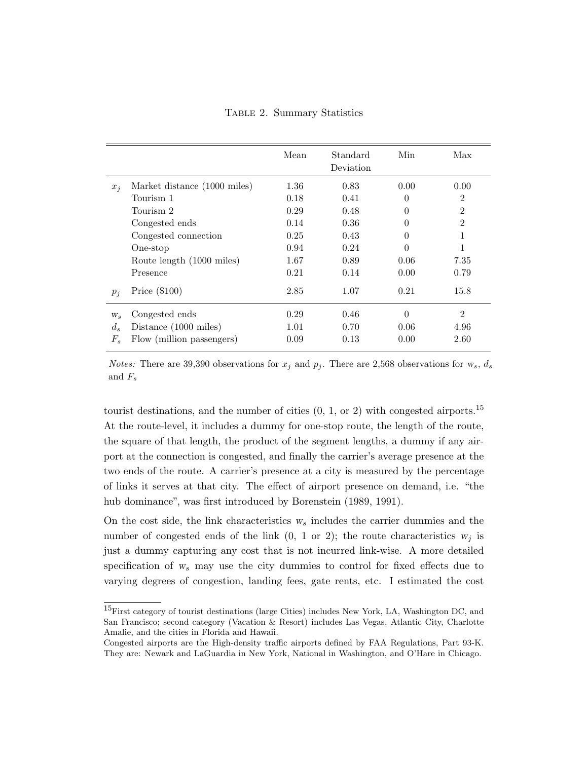Table 2. Summary Statistics

| | | Mean | Standard Deviation | Min | Max |
|---|---|---|---|---|---|
| $x_j$ | Market distance (1000 miles) | 1.36 | 0.83 | 0.00 | 0.00 |
| | Tourism 1 | 0.18 | 0.41 | 0 | 2 |
| | Tourism 2 | 0.29 | 0.48 | 0 | 2 |
| | Congested ends | 0.14 | 0.36 | 0 | 2 |
| | Congested connection | 0.25 | 0.43 | 0 | 1 |
| | One-stop | 0.94 | 0.24 | 0 | 1 |
| | Route length (1000 miles) | 1.67 | 0.89 | 0.06 | 7.35 |
| | Presence | 0.21 | 0.14 | 0.00 | 0.79 |
| $p_j$ | Price ($100) | 2.85 | 1.07 | 0.21 | 15.8 |
| $w_s$ | Congested ends | 0.29 | 0.46 | 0 | 2 |
| $d_s$ | Distance (1000 miles) | 1.01 | 0.70 | 0.06 | 4.96 |
| $F_s$ | Flow (million passengers) | 0.09 | 0.13 | 0.00 | 2.60 |

*Notes:* There are 39,390 observations for $x_j$ and $p_j$. There are 2,568 observations for $w_s$, $d_s$ and $F_s$

tourist destinations, and the number of cities (0, 1, or 2) with congested airports.[15] At the route-level, it includes a dummy for one-stop route, the length of the route, the square of that length, the product of the segment lengths, a dummy if any airport at the connection is congested, and finally the carrier's average presence at the two ends of the route. A carrier's presence at a city is measured by the percentage of links it serves at that city. The effect of airport presence on demand, i.e. "the hub dominance", was first introduced by Borenstein (1989, 1991).

On the cost side, the link characteristics $w_s$ includes the carrier dummies and the number of congested ends of the link (0, 1 or 2); the route characteristics $w_j$ is just a dummy capturing any cost that is not incurred link-wise. A more detailed specification of $w_s$ may use the city dummies to control for fixed effects due to varying degrees of congestion, landing fees, gate rents, etc. I estimated the cost

[15] First category of tourist destinations (large Cities) includes New York, LA, Washington DC, and San Francisco; second category (Vacation & Resort) includes Las Vegas, Atlantic City, Charlotte Amalie, and the cities in Florida and Hawaii.

Congested airports are the High-density traffic airports defined by FAA Regulations, Part 93-K. They are: Newark and LaGuardia in New York, National in Washington, and O'Hare in Chicago.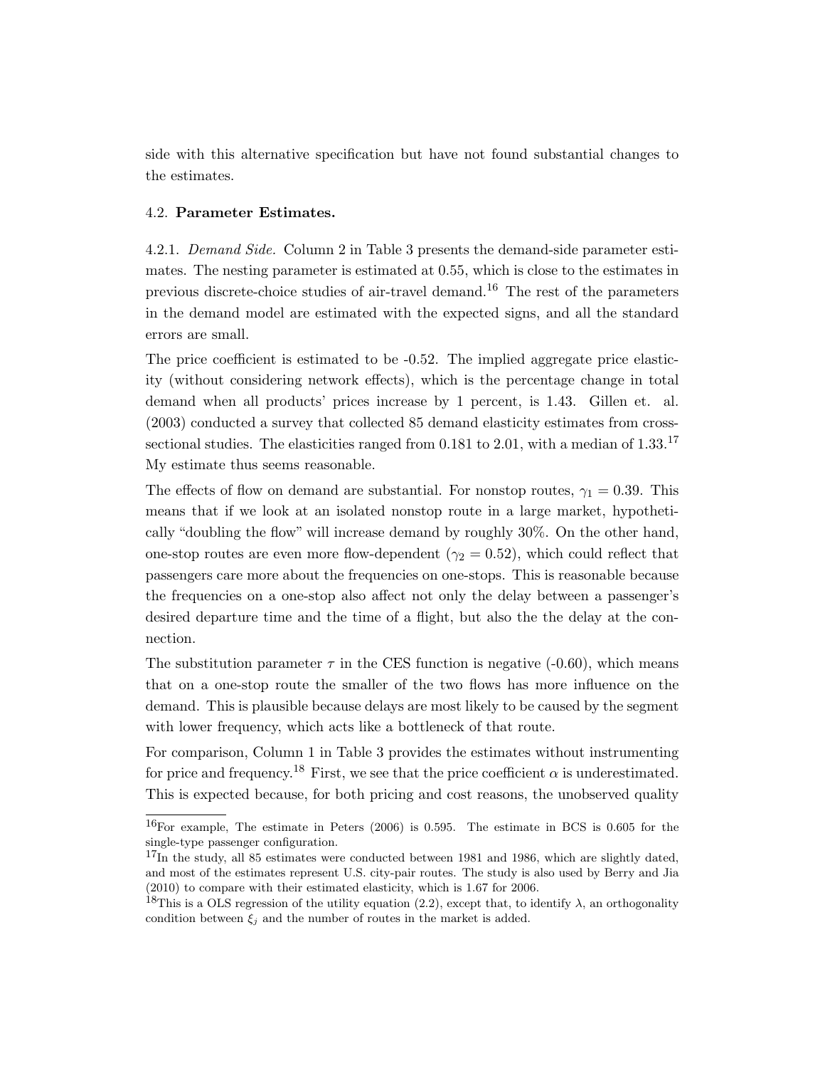side with this alternative specification but have not found substantial changes to the estimates.

### 4.2. **Parameter Estimates.**

4.2.1. *Demand Side.* Column 2 in Table 3 presents the demand-side parameter estimates. The nesting parameter is estimated at 0.55, which is close to the estimates in previous discrete-choice studies of air-travel demand.[16] The rest of the parameters in the demand model are estimated with the expected signs, and all the standard errors are small.

The price coefficient is estimated to be -0.52. The implied aggregate price elasticity (without considering network effects), which is the percentage change in total demand when all products' prices increase by 1 percent, is 1.43. Gillen et. al. (2003) conducted a survey that collected 85 demand elasticity estimates from cross-sectional studies. The elasticities ranged from 0.181 to 2.01, with a median of 1.33.[17] My estimate thus seems reasonable.

The effects of flow on demand are substantial. For nonstop routes, $\gamma_1 = 0.39$. This means that if we look at an isolated nonstop route in a large market, hypothetically "doubling the flow" will increase demand by roughly 30%. On the other hand, one-stop routes are even more flow-dependent ($\gamma_2 = 0.52$), which could reflect that passengers care more about the frequencies on one-stops. This is reasonable because the frequencies on a one-stop also affect not only the delay between a passenger's desired departure time and the time of a flight, but also the the delay at the connection.

The substitution parameter $\tau$ in the CES function is negative (-0.60), which means that on a one-stop route the smaller of the two flows has more influence on the demand. This is plausible because delays are most likely to be caused by the segment with lower frequency, which acts like a bottleneck of that route.

For comparison, Column 1 in Table 3 provides the estimates without instrumenting for price and frequency.[18] First, we see that the price coefficient $\alpha$ is underestimated. This is expected because, for both pricing and cost reasons, the unobserved quality

---

[16]For example, The estimate in Peters (2006) is 0.595. The estimate in BCS is 0.605 for the single-type passenger configuration.

[17]In the study, all 85 estimates were conducted between 1981 and 1986, which are slightly dated, and most of the estimates represent U.S. city-pair routes. The study is also used by Berry and Jia (2010) to compare with their estimated elasticity, which is 1.67 for 2006.

[18]This is a OLS regression of the utility equation (2.2), except that, to identify $\lambda$, an orthogonality condition between $\xi_j$ and the number of routes in the market is added.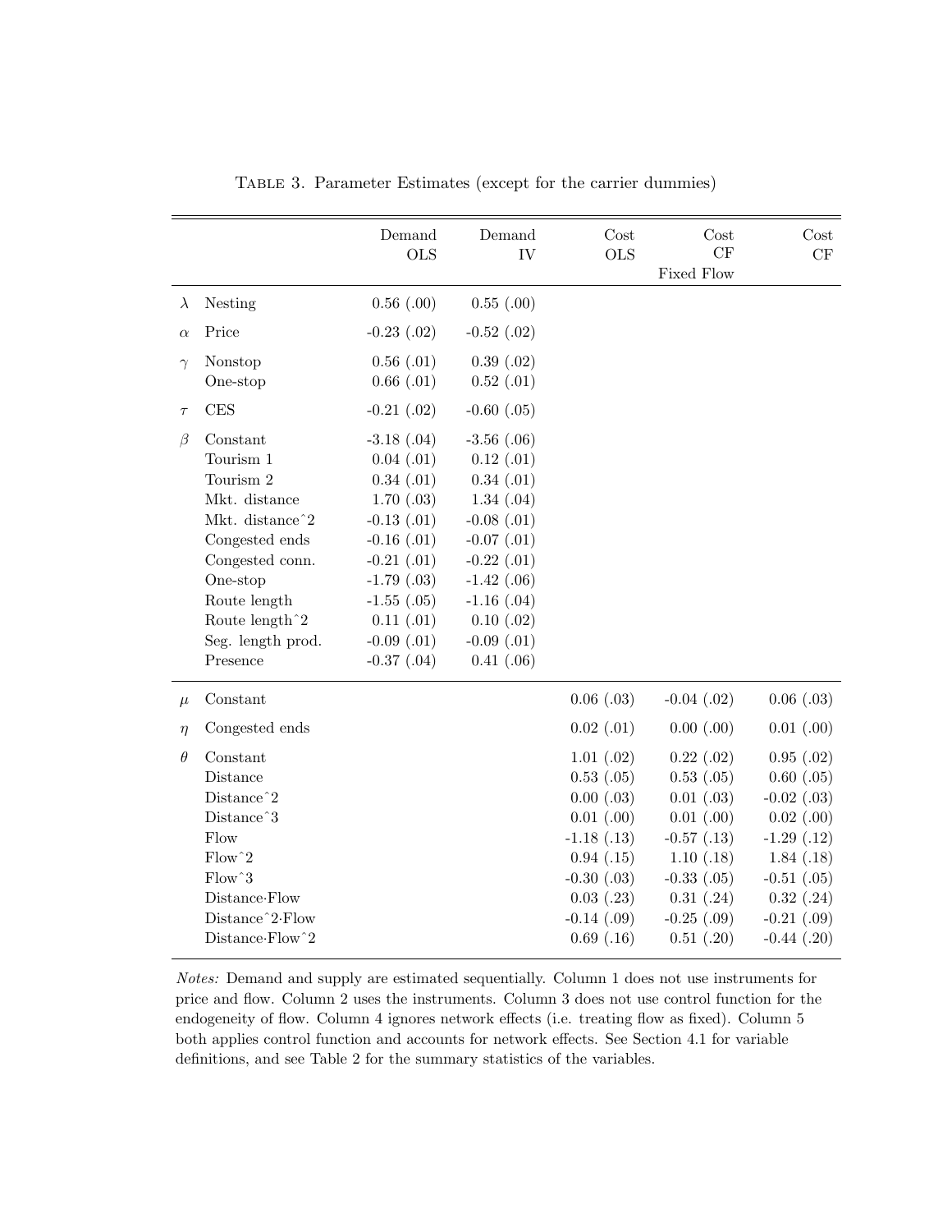TABLE 3. Parameter Estimates (except for the carrier dummies)

| | | Demand OLS | Demand IV | Cost OLS | Cost CF Fixed Flow | Cost CF |
|---|---|---|---|---|---|---|
| $\lambda$ | Nesting | 0.56 (.00) | 0.55 (.00) | | | |
| $\alpha$ | Price | -0.23 (.02) | -0.52 (.02) | | | |
| $\gamma$ | Nonstop | 0.56 (.01) | 0.39 (.02) | | | |
| | One-stop | 0.66 (.01) | 0.52 (.01) | | | |
| $\tau$ | CES | -0.21 (.02) | -0.60 (.05) | | | |
| $\beta$ | Constant | -3.18 (.04) | -3.56 (.06) | | | |
| | Tourism 1 | 0.04 (.01) | 0.12 (.01) | | | |
| | Tourism 2 | 0.34 (.01) | 0.34 (.01) | | | |
| | Mkt. distance | 1.70 (.03) | 1.34 (.04) | | | |
| | Mkt. distanceˆ2 | -0.13 (.01) | -0.08 (.01) | | | |
| | Congested ends | -0.16 (.01) | -0.07 (.01) | | | |
| | Congested conn. | -0.21 (.01) | -0.22 (.01) | | | |
| | One-stop | -1.79 (.03) | -1.42 (.06) | | | |
| | Route length | -1.55 (.05) | -1.16 (.04) | | | |
| | Route lengthˆ2 | 0.11 (.01) | 0.10 (.02) | | | |
| | Seg. length prod. | -0.09 (.01) | -0.09 (.01) | | | |
| | Presence | -0.37 (.04) | 0.41 (.06) | | | |
| $\mu$ | Constant | | | 0.06 (.03) | -0.04 (.02) | 0.06 (.03) |
| $\eta$ | Congested ends | | | 0.02 (.01) | 0.00 (.00) | 0.01 (.00) |
| $\theta$ | Constant | | | 1.01 (.02) | 0.22 (.02) | 0.95 (.02) |
| | Distance | | | 0.53 (.05) | 0.53 (.05) | 0.60 (.05) |
| | Distanceˆ2 | | | 0.00 (.03) | 0.01 (.03) | -0.02 (.03) |
| | Distanceˆ3 | | | 0.01 (.00) | 0.01 (.00) | 0.02 (.00) |
| | Flow | | | -1.18 (.13) | -0.57 (.13) | -1.29 (.12) |
| | Flowˆ2 | | | 0.94 (.15) | 1.10 (.18) | 1.84 (.18) |
| | Flowˆ3 | | | -0.30 (.03) | -0.33 (.05) | -0.51 (.05) |
| | Distance·Flow | | | 0.03 (.23) | 0.31 (.24) | 0.32 (.24) |
| | Distanceˆ2·Flow | | | -0.14 (.09) | -0.25 (.09) | -0.21 (.09) |
| | Distance·Flowˆ2 | | | 0.69 (.16) | 0.51 (.20) | -0.44 (.20) |

*Notes:* Demand and supply are estimated sequentially. Column 1 does not use instruments for price and flow. Column 2 uses the instruments. Column 3 does not use control function for the endogeneity of flow. Column 4 ignores network effects (i.e. treating flow as fixed). Column 5 both applies control function and accounts for network effects. See Section 4.1 for variable definitions, and see Table 2 for the summary statistics of the variables.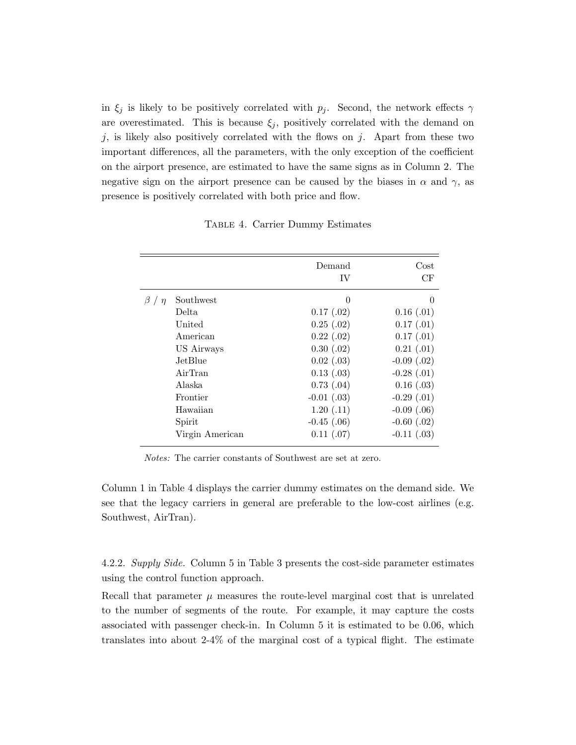in $\xi_j$ is likely to be positively correlated with $p_j$. Second, the network effects $\gamma$ are overestimated. This is because $\xi_j$, positively correlated with the demand on $j$, is likely also positively correlated with the flows on $j$. Apart from these two important differences, all the parameters, with the only exception of the coefficient on the airport presence, are estimated to have the same signs as in Column 2. The negative sign on the airport presence can be caused by the biases in $\alpha$ and $\gamma$, as presence is positively correlated with both price and flow.

Table 4. Carrier Dummy Estimates

| | | Demand<br>IV | Cost<br>CF |
|---|---|---|---|
| $\beta$ / $\eta$ | Southwest | 0 | 0 |
| | Delta | 0.17 (.02) | 0.16 (.01) |
| | United | 0.25 (.02) | 0.17 (.01) |
| | American | 0.22 (.02) | 0.17 (.01) |
| | US Airways | 0.30 (.02) | 0.21 (.01) |
| | JetBlue | 0.02 (.03) | -0.09 (.02) |
| | AirTran | 0.13 (.03) | -0.28 (.01) |
| | Alaska | 0.73 (.04) | 0.16 (.03) |
| | Frontier | -0.01 (.03) | -0.29 (.01) |
| | Hawaiian | 1.20 (.11) | -0.09 (.06) |
| | Spirit | -0.45 (.06) | -0.60 (.02) |
| | Virgin American | 0.11 (.07) | -0.11 (.03) |

*Notes:* The carrier constants of Southwest are set at zero.

Column 1 in Table 4 displays the carrier dummy estimates on the demand side. We see that the legacy carriers in general are preferable to the low-cost airlines (e.g. Southwest, AirTran).

4.2.2. *Supply Side.* Column 5 in Table 3 presents the cost-side parameter estimates using the control function approach.

Recall that parameter $\mu$ measures the route-level marginal cost that is unrelated to the number of segments of the route. For example, it may capture the costs associated with passenger check-in. In Column 5 it is estimated to be 0.06, which translates into about 2-4% of the marginal cost of a typical flight. The estimate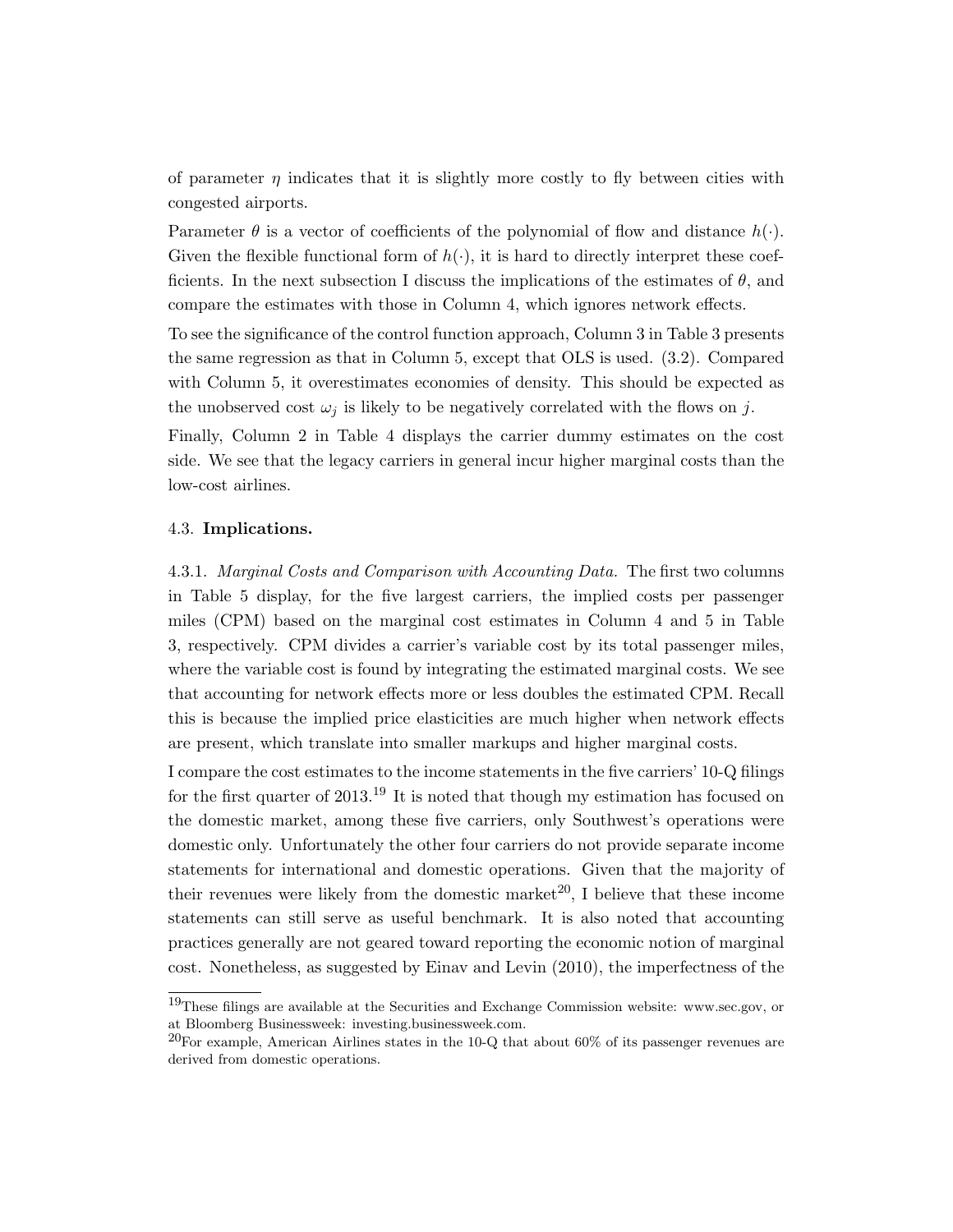of parameter $\eta$ indicates that it is slightly more costly to fly between cities with congested airports.

Parameter $\theta$ is a vector of coefficients of the polynomial of flow and distance $h(\cdot)$. Given the flexible functional form of $h(\cdot)$, it is hard to directly interpret these coefficients. In the next subsection I discuss the implications of the estimates of $\theta$, and compare the estimates with those in Column 4, which ignores network effects.

To see the significance of the control function approach, Column 3 in Table 3 presents the same regression as that in Column 5, except that OLS is used. (3.2). Compared with Column 5, it overestimates economies of density. This should be expected as the unobserved cost $\omega_j$ is likely to be negatively correlated with the flows on $j$.

Finally, Column 2 in Table 4 displays the carrier dummy estimates on the cost side. We see that the legacy carriers in general incur higher marginal costs than the low-cost airlines.

### 4.3. **Implications.**

4.3.1. *Marginal Costs and Comparison with Accounting Data.* The first two columns in Table 5 display, for the five largest carriers, the implied costs per passenger miles (CPM) based on the marginal cost estimates in Column 4 and 5 in Table 3, respectively. CPM divides a carrier's variable cost by its total passenger miles, where the variable cost is found by integrating the estimated marginal costs. We see that accounting for network effects more or less doubles the estimated CPM. Recall this is because the implied price elasticities are much higher when network effects are present, which translate into smaller markups and higher marginal costs.

I compare the cost estimates to the income statements in the five carriers' 10-Q filings for the first quarter of 2013.[19] It is noted that though my estimation has focused on the domestic market, among these five carriers, only Southwest's operations were domestic only. Unfortunately the other four carriers do not provide separate income statements for international and domestic operations. Given that the majority of their revenues were likely from the domestic market[20], I believe that these income statements can still serve as useful benchmark. It is also noted that accounting practices generally are not geared toward reporting the economic notion of marginal cost. Nonetheless, as suggested by Einav and Levin (2010), the imperfectness of the

[19] These filings are available at the Securities and Exchange Commission website: www.sec.gov, or at Bloomberg Businessweek: investing.businessweek.com.

[20] For example, American Airlines states in the 10-Q that about 60% of its passenger revenues are derived from domestic operations.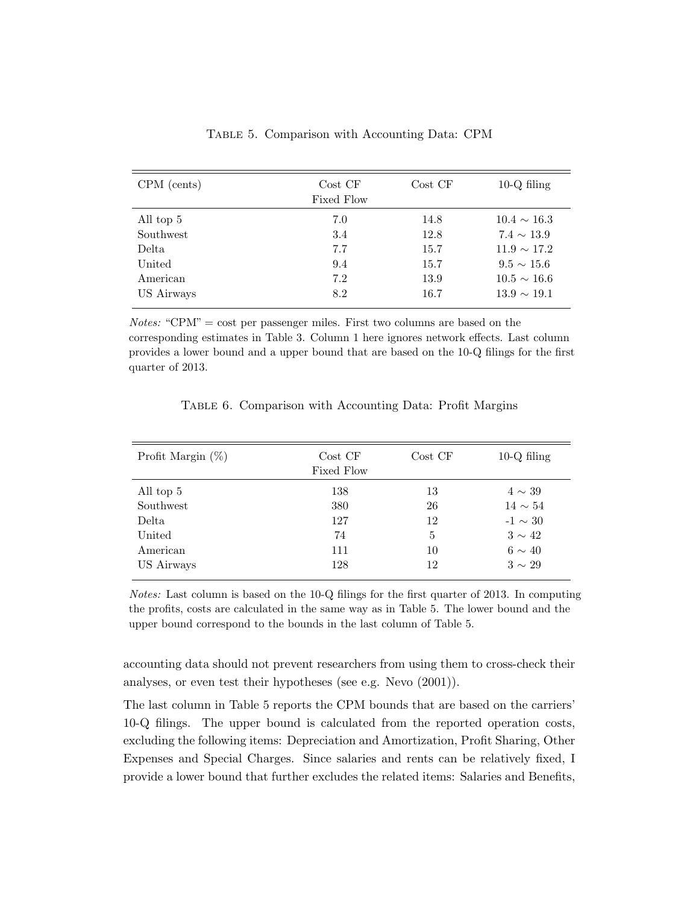Table 5. Comparison with Accounting Data: CPM

| CPM (cents) | Cost CF Fixed Flow | Cost CF | 10-Q filing |
|---|---|---|---|
| All top 5 | 7.0 | 14.8 | $10.4 \sim 16.3$ |
| Southwest | 3.4 | 12.8 | $7.4 \sim 13.9$ |
| Delta | 7.7 | 15.7 | $11.9 \sim 17.2$ |
| United | 9.4 | 15.7 | $9.5 \sim 15.6$ |
| American | 7.2 | 13.9 | $10.5 \sim 16.6$ |
| US Airways | 8.2 | 16.7 | $13.9 \sim 19.1$ |

*Notes:* "CPM" = cost per passenger miles. First two columns are based on the corresponding estimates in Table 3. Column 1 here ignores network effects. Last column provides a lower bound and a upper bound that are based on the 10-Q filings for the first quarter of 2013.

Table 6. Comparison with Accounting Data: Profit Margins

| Profit Margin (%) | Cost CF Fixed Flow | Cost CF | 10-Q filing |
|---|---|---|---|
| All top 5 | 138 | 13 | $4 \sim 39$ |
| Southwest | 380 | 26 | $14 \sim 54$ |
| Delta | 127 | 12 | $-1 \sim 30$ |
| United | 74 | 5 | $3 \sim 42$ |
| American | 111 | 10 | $6 \sim 40$ |
| US Airways | 128 | 12 | $3 \sim 29$ |

*Notes:* Last column is based on the 10-Q filings for the first quarter of 2013. In computing the profits, costs are calculated in the same way as in Table 5. The lower bound and the upper bound correspond to the bounds in the last column of Table 5.

accounting data should not prevent researchers from using them to cross-check their analyses, or even test their hypotheses (see e.g. Nevo (2001)).

The last column in Table 5 reports the CPM bounds that are based on the carriers' 10-Q filings. The upper bound is calculated from the reported operation costs, excluding the following items: Depreciation and Amortization, Profit Sharing, Other Expenses and Special Charges. Since salaries and rents can be relatively fixed, I provide a lower bound that further excludes the related items: Salaries and Benefits,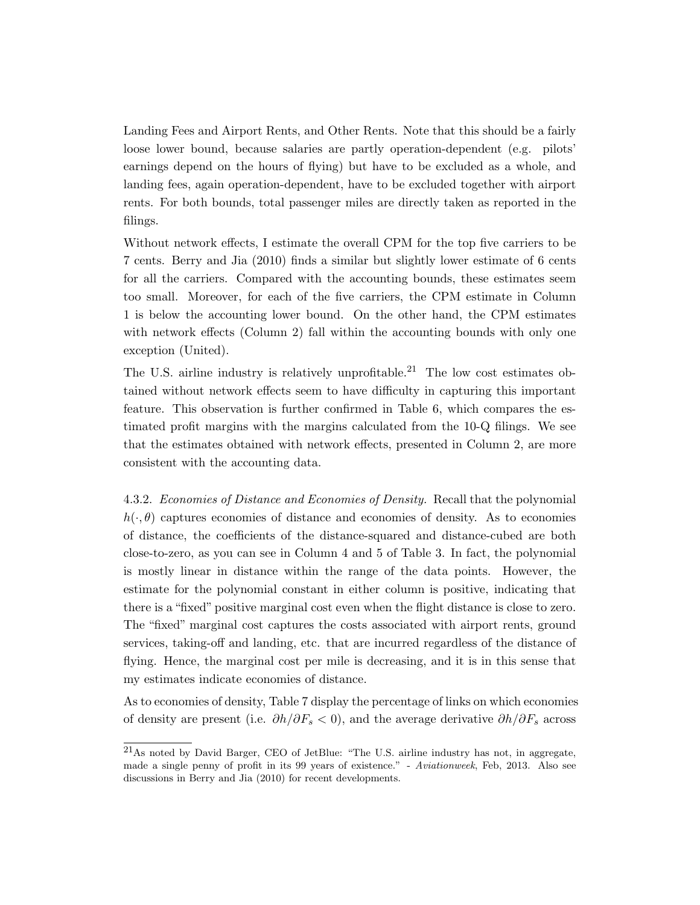Landing Fees and Airport Rents, and Other Rents. Note that this should be a fairly loose lower bound, because salaries are partly operation-dependent (e.g. pilots' earnings depend on the hours of flying) but have to be excluded as a whole, and landing fees, again operation-dependent, have to be excluded together with airport rents. For both bounds, total passenger miles are directly taken as reported in the filings.

Without network effects, I estimate the overall CPM for the top five carriers to be 7 cents. Berry and Jia (2010) finds a similar but slightly lower estimate of 6 cents for all the carriers. Compared with the accounting bounds, these estimates seem too small. Moreover, for each of the five carriers, the CPM estimate in Column 1 is below the accounting lower bound. On the other hand, the CPM estimates with network effects (Column 2) fall within the accounting bounds with only one exception (United).

The U.S. airline industry is relatively unprofitable.[21] The low cost estimates obtained without network effects seem to have difficulty in capturing this important feature. This observation is further confirmed in Table 6, which compares the estimated profit margins with the margins calculated from the 10-Q filings. We see that the estimates obtained with network effects, presented in Column 2, are more consistent with the accounting data.

4.3.2. *Economies of Distance and Economies of Density.* Recall that the polynomial $h(\cdot, \theta)$ captures economies of distance and economies of density. As to economies of distance, the coefficients of the distance-squared and distance-cubed are both close-to-zero, as you can see in Column 4 and 5 of Table 3. In fact, the polynomial is mostly linear in distance within the range of the data points. However, the estimate for the polynomial constant in either column is positive, indicating that there is a "fixed" positive marginal cost even when the flight distance is close to zero. The "fixed" marginal cost captures the costs associated with airport rents, ground services, taking-off and landing, etc. that are incurred regardless of the distance of flying. Hence, the marginal cost per mile is decreasing, and it is in this sense that my estimates indicate economies of distance.

As to economies of density, Table 7 display the percentage of links on which economies of density are present (i.e. $\partial h / \partial F_s < 0$), and the average derivative $\partial h / \partial F_s$ across

[21] As noted by David Barger, CEO of JetBlue: "The U.S. airline industry has not, in aggregate, made a single penny of profit in its 99 years of existence." - *Aviationweek*, Feb, 2013. Also see discussions in Berry and Jia (2010) for recent developments.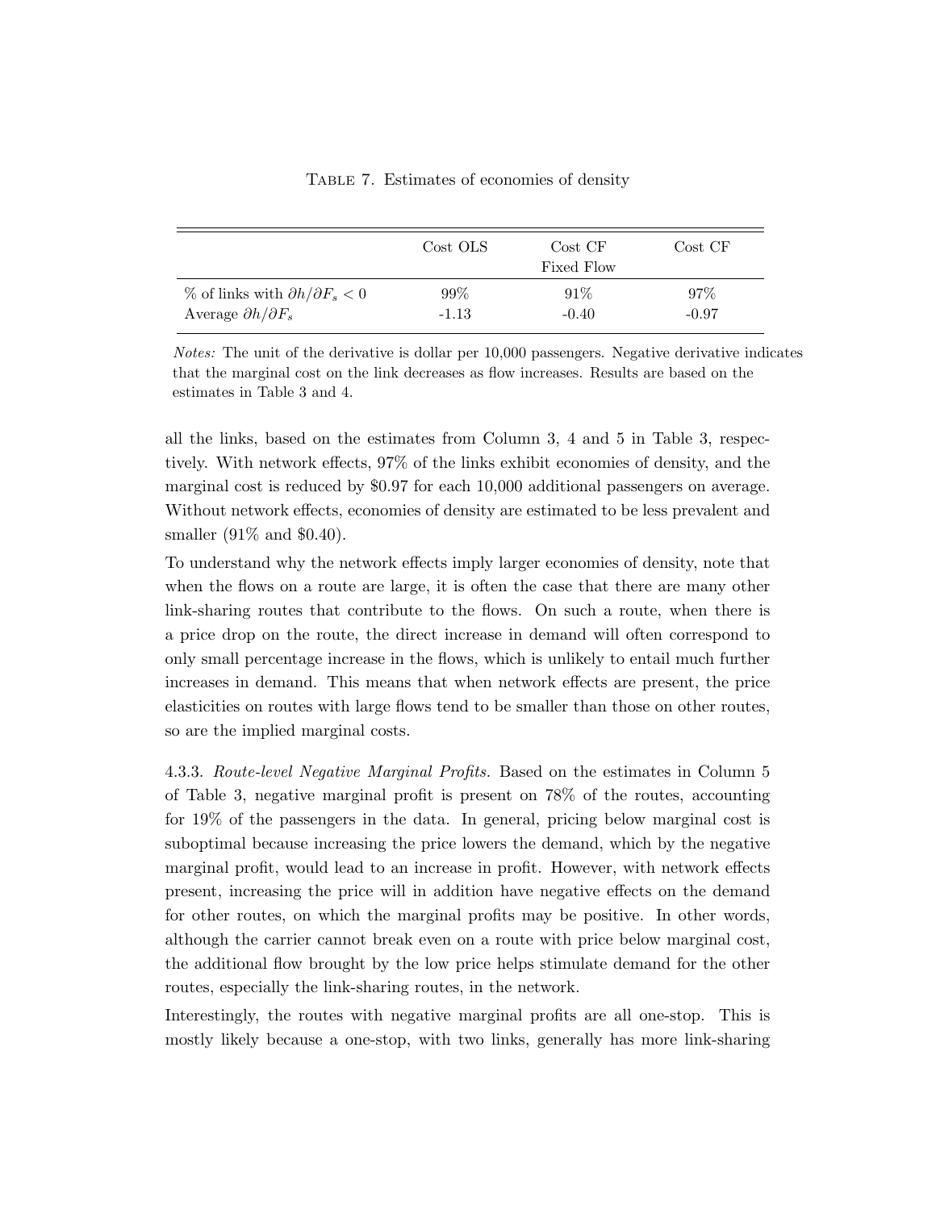Table 7. Estimates of economies of density

| | Cost OLS | Cost CF Fixed Flow | Cost CF |
|---|---|---|---|
| % of links with $\partial h/\partial F_s < 0$ | 99% | 91% | 97% |
| Average $\partial h/\partial F_s$ | -1.13 | -0.40 | -0.97 |

*Notes:* The unit of the derivative is dollar per 10,000 passengers. Negative derivative indicates that the marginal cost on the link decreases as flow increases. Results are based on the estimates in Table 3 and 4.

all the links, based on the estimates from Column 3, 4 and 5 in Table 3, respectively. With network effects, 97% of the links exhibit economies of density, and the marginal cost is reduced by \$0.97 for each 10,000 additional passengers on average. Without network effects, economies of density are estimated to be less prevalent and smaller (91% and \$0.40).

To understand why the network effects imply larger economies of density, note that when the flows on a route are large, it is often the case that there are many other link-sharing routes that contribute to the flows. On such a route, when there is a price drop on the route, the direct increase in demand will often correspond to only small percentage increase in the flows, which is unlikely to entail much further increases in demand. This means that when network effects are present, the price elasticities on routes with large flows tend to be smaller than those on other routes, so are the implied marginal costs.

4.3.3. *Route-level Negative Marginal Profits.* Based on the estimates in Column 5 of Table 3, negative marginal profit is present on 78% of the routes, accounting for 19% of the passengers in the data. In general, pricing below marginal cost is suboptimal because increasing the price lowers the demand, which by the negative marginal profit, would lead to an increase in profit. However, with network effects present, increasing the price will in addition have negative effects on the demand for other routes, on which the marginal profits may be positive. In other words, although the carrier cannot break even on a route with price below marginal cost, the additional flow brought by the low price helps stimulate demand for the other routes, especially the link-sharing routes, in the network.

Interestingly, the routes with negative marginal profits are all one-stop. This is mostly likely because a one-stop, with two links, generally has more link-sharing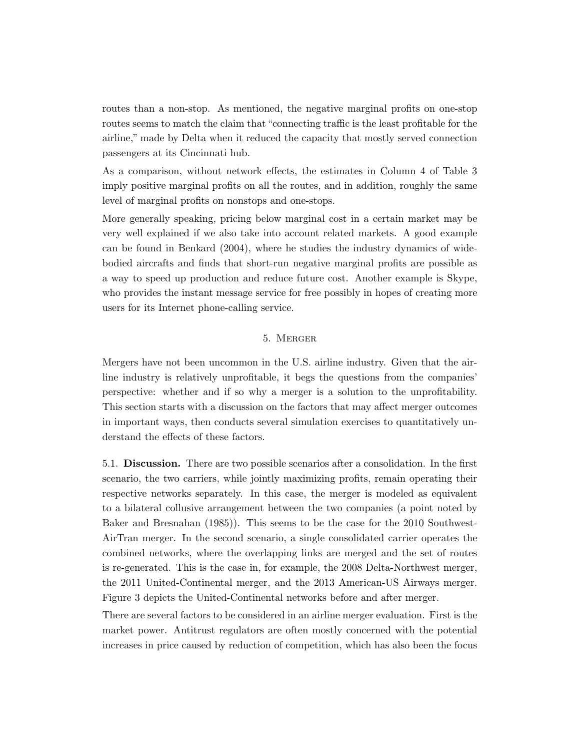routes than a non-stop. As mentioned, the negative marginal profits on one-stop routes seems to match the claim that "connecting traffic is the least profitable for the airline," made by Delta when it reduced the capacity that mostly served connection passengers at its Cincinnati hub.

As a comparison, without network effects, the estimates in Column 4 of Table 3 imply positive marginal profits on all the routes, and in addition, roughly the same level of marginal profits on nonstops and one-stops.

More generally speaking, pricing below marginal cost in a certain market may be very well explained if we also take into account related markets. A good example can be found in Benkard (2004), where he studies the industry dynamics of wide-bodied aircrafts and finds that short-run negative marginal profits are possible as a way to speed up production and reduce future cost. Another example is Skype, who provides the instant message service for free possibly in hopes of creating more users for its Internet phone-calling service.

## 5. Merger

Mergers have not been uncommon in the U.S. airline industry. Given that the airline industry is relatively unprofitable, it begs the questions from the companies' perspective: whether and if so why a merger is a solution to the unprofitability. This section starts with a discussion on the factors that may affect merger outcomes in important ways, then conducts several simulation exercises to quantitatively understand the effects of these factors.

### 5.1. Discussion.

There are two possible scenarios after a consolidation. In the first scenario, the two carriers, while jointly maximizing profits, remain operating their respective networks separately. In this case, the merger is modeled as equivalent to a bilateral collusive arrangement between the two companies (a point noted by Baker and Bresnahan (1985)). This seems to be the case for the 2010 Southwest-AirTran merger. In the second scenario, a single consolidated carrier operates the combined networks, where the overlapping links are merged and the set of routes is re-generated. This is the case in, for example, the 2008 Delta-Northwest merger, the 2011 United-Continental merger, and the 2013 American-US Airways merger. Figure 3 depicts the United-Continental networks before and after merger.

There are several factors to be considered in an airline merger evaluation. First is the market power. Antitrust regulators are often mostly concerned with the potential increases in price caused by reduction of competition, which has also been the focus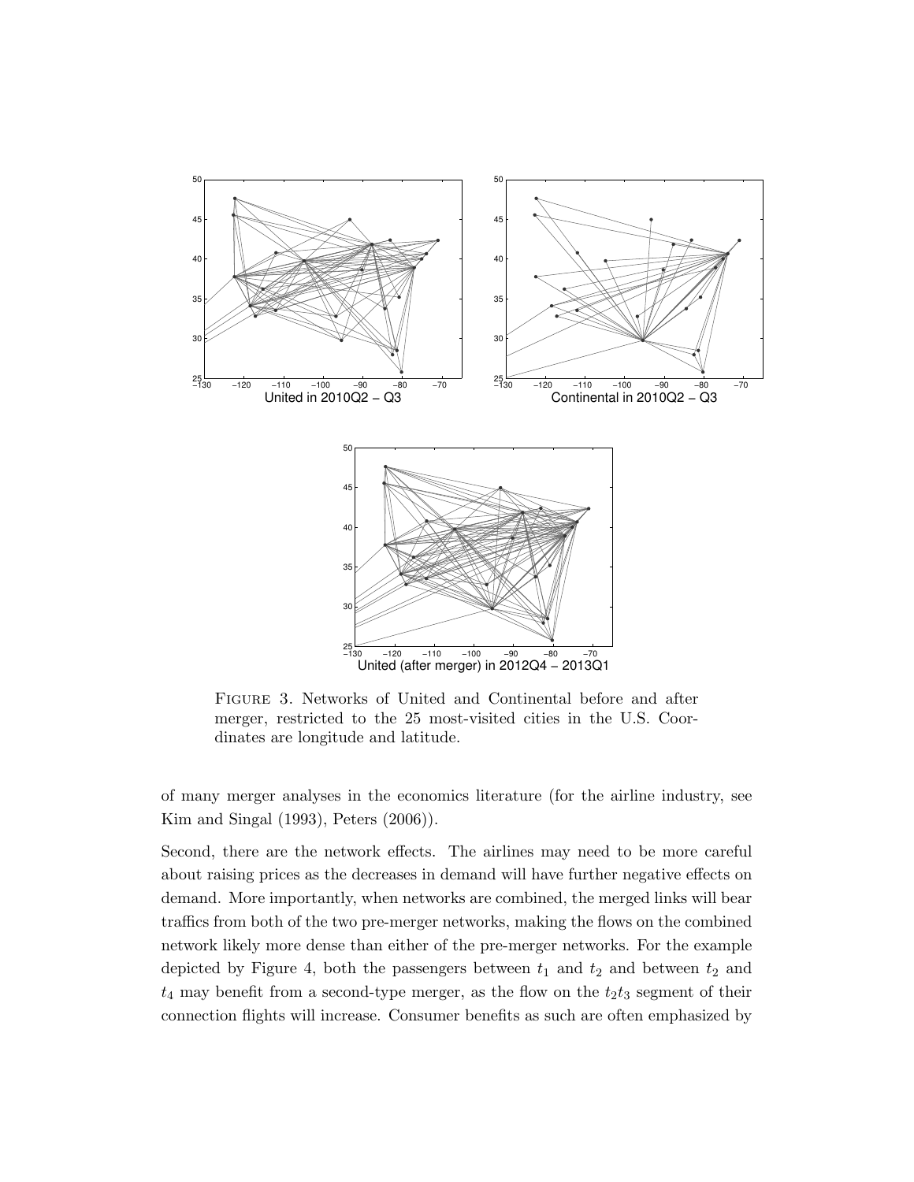FIGURE 3. Networks of United and Continental before and after merger, restricted to the 25 most-visited cities in the U.S. Coordinates are longitude and latitude.

of many merger analyses in the economics literature (for the airline industry, see Kim and Singal (1993), Peters (2006)).

Second, there are the network effects. The airlines may need to be more careful about raising prices as the decreases in demand will have further negative effects on demand. More importantly, when networks are combined, the merged links will bear traffics from both of the two pre-merger networks, making the flows on the combined network likely more dense than either of the pre-merger networks. For the example depicted by Figure 4, both the passengers between $t_1$ and $t_2$ and between $t_2$ and $t_4$ may benefit from a second-type merger, as the flow on the $t_2 t_3$ segment of their connection flights will increase. Consumer benefits as such are often emphasized by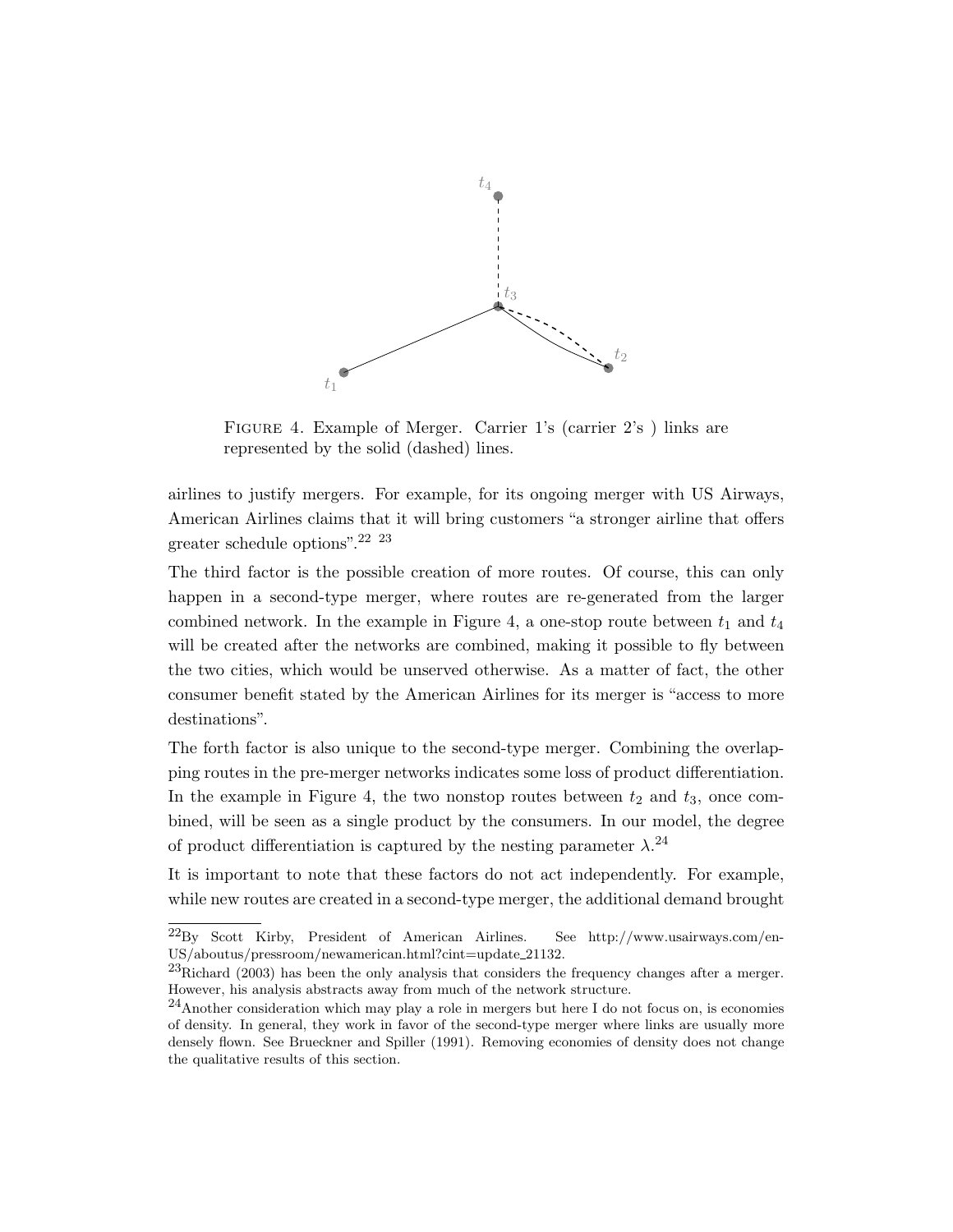Figure 4. Example of Merger. Carrier 1's (carrier 2's ) links are represented by the solid (dashed) lines.

airlines to justify mergers. For example, for its ongoing merger with US Airways, American Airlines claims that it will bring customers "a stronger airline that offers greater schedule options".[22] [23]

The third factor is the possible creation of more routes. Of course, this can only happen in a second-type merger, where routes are re-generated from the larger combined network. In the example in Figure 4, a one-stop route between $t_1$ and $t_4$ will be created after the networks are combined, making it possible to fly between the two cities, which would be unserved otherwise. As a matter of fact, the other consumer benefit stated by the American Airlines for its merger is "access to more destinations".

The forth factor is also unique to the second-type merger. Combining the overlapping routes in the pre-merger networks indicates some loss of product differentiation. In the example in Figure 4, the two nonstop routes between $t_2$ and $t_3$, once combined, will be seen as a single product by the consumers. In our model, the degree of product differentiation is captured by the nesting parameter $\lambda$.[24]

It is important to note that these factors do not act independently. For example, while new routes are created in a second-type merger, the additional demand brought

---

[22] By Scott Kirby, President of American Airlines. See http://www.usairways.com/en-US/aboutus/pressroom/newamerican.html?cint=update_21132.

[23] Richard (2003) has been the only analysis that considers the frequency changes after a merger. However, his analysis abstracts away from much of the network structure.

[24] Another consideration which may play a role in mergers but here I do not focus on, is economies of density. In general, they work in favor of the second-type merger where links are usually more densely flown. See Brueckner and Spiller (1991). Removing economies of density does not change the qualitative results of this section.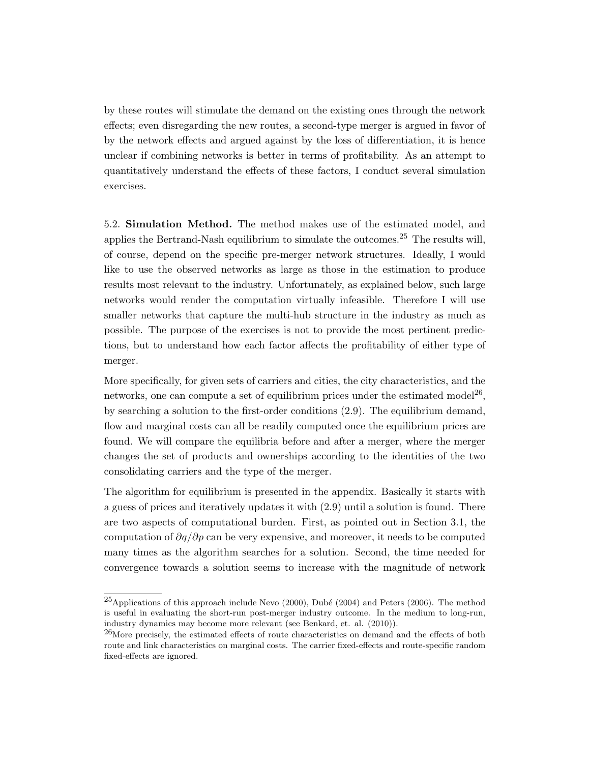by these routes will stimulate the demand on the existing ones through the network effects; even disregarding the new routes, a second-type merger is argued in favor of by the network effects and argued against by the loss of differentiation, it is hence unclear if combining networks is better in terms of profitability. As an attempt to quantitatively understand the effects of these factors, I conduct several simulation exercises.

5.2. **Simulation Method.** The method makes use of the estimated model, and applies the Bertrand-Nash equilibrium to simulate the outcomes.[25] The results will, of course, depend on the specific pre-merger network structures. Ideally, I would like to use the observed networks as large as those in the estimation to produce results most relevant to the industry. Unfortunately, as explained below, such large networks would render the computation virtually infeasible. Therefore I will use smaller networks that capture the multi-hub structure in the industry as much as possible. The purpose of the exercises is not to provide the most pertinent predictions, but to understand how each factor affects the profitability of either type of merger.

More specifically, for given sets of carriers and cities, the city characteristics, and the networks, one can compute a set of equilibrium prices under the estimated model[26], by searching a solution to the first-order conditions (2.9). The equilibrium demand, flow and marginal costs can all be readily computed once the equilibrium prices are found. We will compare the equilibria before and after a merger, where the merger changes the set of products and ownerships according to the identities of the two consolidating carriers and the type of the merger.

The algorithm for equilibrium is presented in the appendix. Basically it starts with a guess of prices and iteratively updates it with (2.9) until a solution is found. There are two aspects of computational burden. First, as pointed out in Section 3.1, the computation of $\partial q/\partial p$ can be very expensive, and moreover, it needs to be computed many times as the algorithm searches for a solution. Second, the time needed for convergence towards a solution seems to increase with the magnitude of network

[25] Applications of this approach include Nevo (2000), Dubé (2004) and Peters (2006). The method is useful in evaluating the short-run post-merger industry outcome. In the medium to long-run, industry dynamics may become more relevant (see Benkard, et. al. (2010)).

[26] More precisely, the estimated effects of route characteristics on demand and the effects of both route and link characteristics on marginal costs. The carrier fixed-effects and route-specific random fixed-effects are ignored.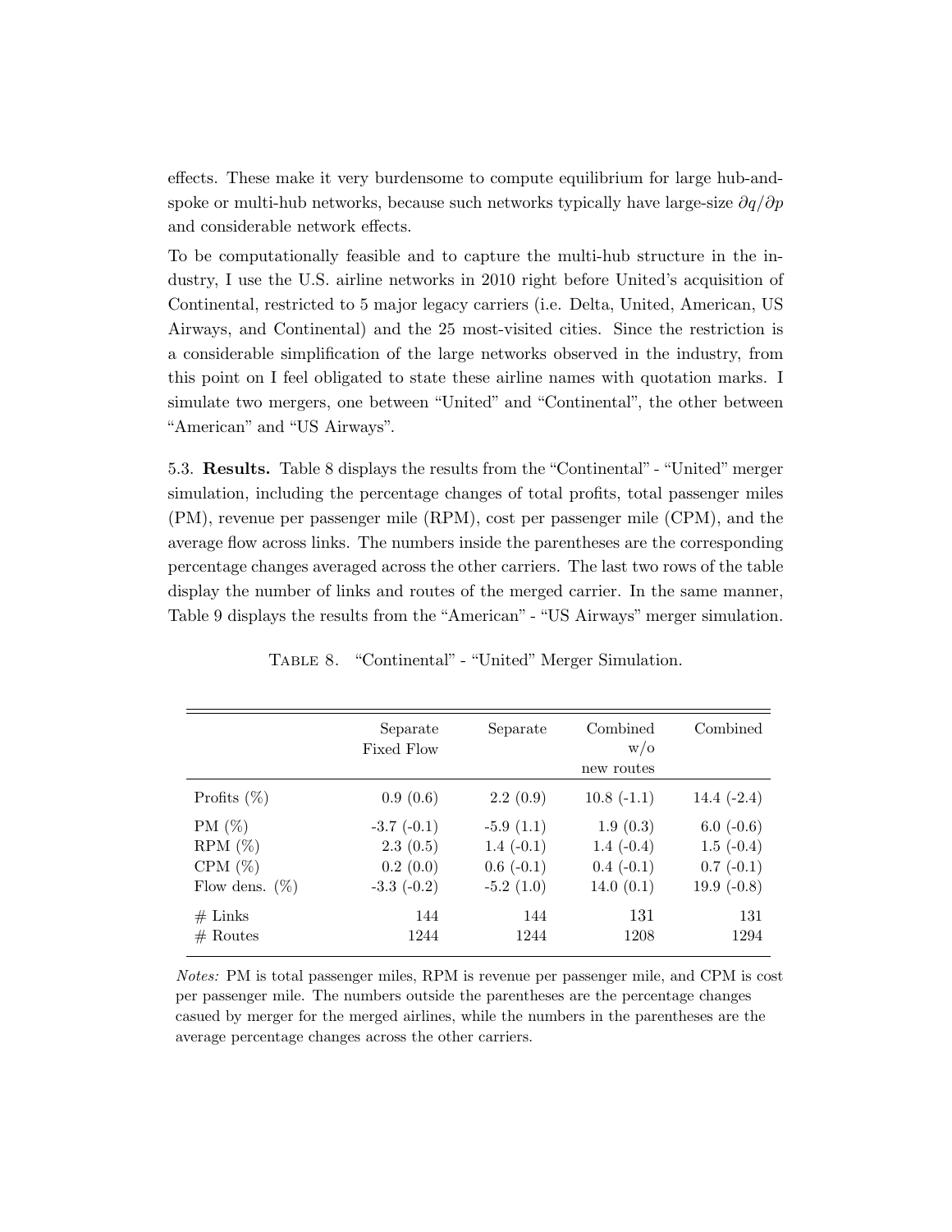effects. These make it very burdensome to compute equilibrium for large hub-and-spoke or multi-hub networks, because such networks typically have large-size $\partial q/\partial p$ and considerable network effects.

To be computationally feasible and to capture the multi-hub structure in the industry, I use the U.S. airline networks in 2010 right before United's acquisition of Continental, restricted to 5 major legacy carriers (i.e. Delta, United, American, US Airways, and Continental) and the 25 most-visited cities. Since the restriction is a considerable simplification of the large networks observed in the industry, from this point on I feel obligated to state these airline names with quotation marks. I simulate two mergers, one between "United" and "Continental", the other between "American" and "US Airways".

5.3. **Results.** Table 8 displays the results from the "Continental" - "United" merger simulation, including the percentage changes of total profits, total passenger miles (PM), revenue per passenger mile (RPM), cost per passenger mile (CPM), and the average flow across links. The numbers inside the parentheses are the corresponding percentage changes averaged across the other carriers. The last two rows of the table display the number of links and routes of the merged carrier. In the same manner, Table 9 displays the results from the "American" - "US Airways" merger simulation.

Table 8. "Continental" - "United" Merger Simulation.

| | Separate Fixed Flow | Separate | Combined w/o new routes | Combined |
|---|---|---|---|---|
| Profits (%) | 0.9 (0.6) | 2.2 (0.9) | 10.8 (-1.1) | 14.4 (-2.4) |
| PM (%) | -3.7 (-0.1) | -5.9 (1.1) | 1.9 (0.3) | 6.0 (-0.6) |
| RPM (%) | 2.3 (0.5) | 1.4 (-0.1) | 1.4 (-0.4) | 1.5 (-0.4) |
| CPM (%) | 0.2 (0.0) | 0.6 (-0.1) | 0.4 (-0.1) | 0.7 (-0.1) |
| Flow dens. (%) | -3.3 (-0.2) | -5.2 (1.0) | 14.0 (0.1) | 19.9 (-0.8) |
| # Links | 144 | 144 | 131 | 131 |
| # Routes | 1244 | 1244 | 1208 | 1294 |

*Notes:* PM is total passenger miles, RPM is revenue per passenger mile, and CPM is cost per passenger mile. The numbers outside the parentheses are the percentage changes casued by merger for the merged airlines, while the numbers in the parentheses are the average percentage changes across the other carriers.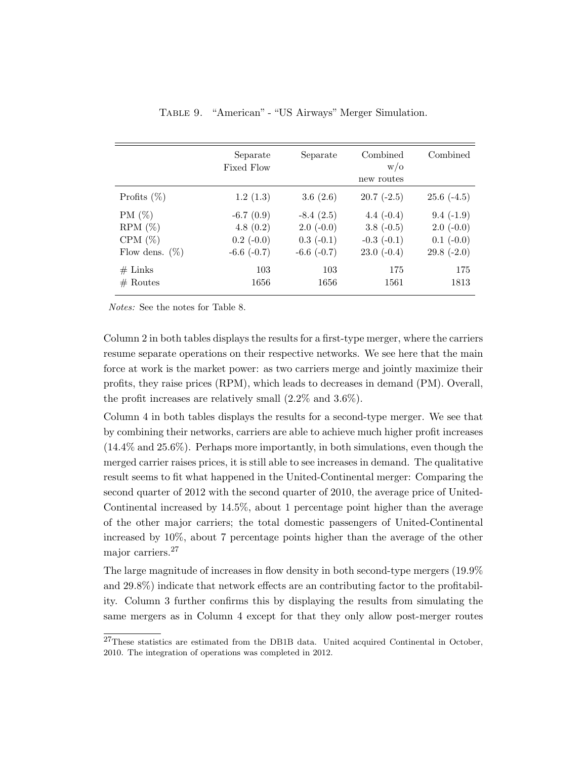Table 9. "American" - "US Airways" Merger Simulation.

| | Separate Fixed Flow | Separate | Combined w/o new routes | Combined |
|---|---|---|---|---|
| Profits (%) | 1.2 (1.3) | 3.6 (2.6) | 20.7 (-2.5) | 25.6 (-4.5) |
| PM (%) | -6.7 (0.9) | -8.4 (2.5) | 4.4 (-0.4) | 9.4 (-1.9) |
| RPM (%) | 4.8 (0.2) | 2.0 (-0.0) | 3.8 (-0.5) | 2.0 (-0.0) |
| CPM (%) | 0.2 (-0.0) | 0.3 (-0.1) | -0.3 (-0.1) | 0.1 (-0.0) |
| Flow dens. (%) | -6.6 (-0.7) | -6.6 (-0.7) | 23.0 (-0.4) | 29.8 (-2.0) |
| # Links | 103 | 103 | 175 | 175 |
| # Routes | 1656 | 1656 | 1561 | 1813 |

*Notes:* See the notes for Table 8.

Column 2 in both tables displays the results for a first-type merger, where the carriers resume separate operations on their respective networks. We see here that the main force at work is the market power: as two carriers merge and jointly maximize their profits, they raise prices (RPM), which leads to decreases in demand (PM). Overall, the profit increases are relatively small (2.2% and 3.6%).

Column 4 in both tables displays the results for a second-type merger. We see that by combining their networks, carriers are able to achieve much higher profit increases (14.4% and 25.6%). Perhaps more importantly, in both simulations, even though the merged carrier raises prices, it is still able to see increases in demand. The qualitative result seems to fit what happened in the United-Continental merger: Comparing the second quarter of 2012 with the second quarter of 2010, the average price of United-Continental increased by 14.5%, about 1 percentage point higher than the average of the other major carriers; the total domestic passengers of United-Continental increased by 10%, about 7 percentage points higher than the average of the other major carriers.[27]

The large magnitude of increases in flow density in both second-type mergers (19.9% and 29.8%) indicate that network effects are an contributing factor to the profitability. Column 3 further confirms this by displaying the results from simulating the same mergers as in Column 4 except for that they only allow post-merger routes

[27] These statistics are estimated from the DB1B data. United acquired Continental in October, 2010. The integration of operations was completed in 2012.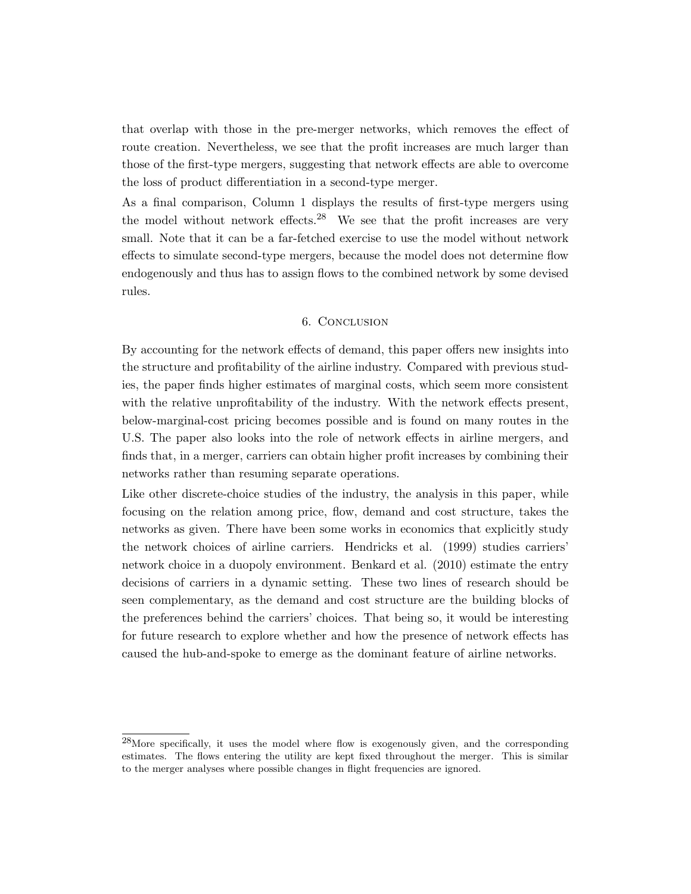that overlap with those in the pre-merger networks, which removes the effect of route creation. Nevertheless, we see that the profit increases are much larger than those of the first-type mergers, suggesting that network effects are able to overcome the loss of product differentiation in a second-type merger.

As a final comparison, Column 1 displays the results of first-type mergers using the model without network effects.[28] We see that the profit increases are very small. Note that it can be a far-fetched exercise to use the model without network effects to simulate second-type mergers, because the model does not determine flow endogenously and thus has to assign flows to the combined network by some devised rules.

## 6. Conclusion

By accounting for the network effects of demand, this paper offers new insights into the structure and profitability of the airline industry. Compared with previous studies, the paper finds higher estimates of marginal costs, which seem more consistent with the relative unprofitability of the industry. With the network effects present, below-marginal-cost pricing becomes possible and is found on many routes in the U.S. The paper also looks into the role of network effects in airline mergers, and finds that, in a merger, carriers can obtain higher profit increases by combining their networks rather than resuming separate operations.

Like other discrete-choice studies of the industry, the analysis in this paper, while focusing on the relation among price, flow, demand and cost structure, takes the networks as given. There have been some works in economics that explicitly study the network choices of airline carriers. Hendricks et al. (1999) studies carriers' network choice in a duopoly environment. Benkard et al. (2010) estimate the entry decisions of carriers in a dynamic setting. These two lines of research should be seen complementary, as the demand and cost structure are the building blocks of the preferences behind the carriers' choices. That being so, it would be interesting for future research to explore whether and how the presence of network effects has caused the hub-and-spoke to emerge as the dominant feature of airline networks.

---

[28] More specifically, it uses the model where flow is exogenously given, and the corresponding estimates. The flows entering the utility are kept fixed throughout the merger. This is similar to the merger analyses where possible changes in flight frequencies are ignored.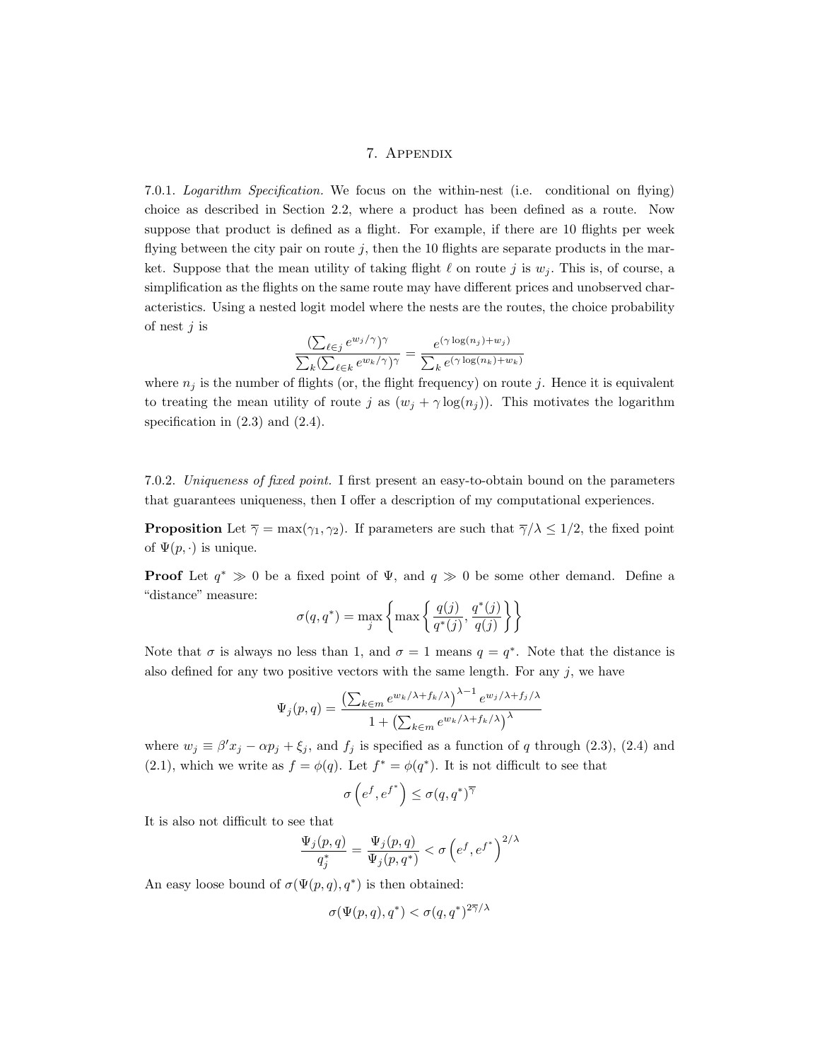# 7. Appendix

7.0.1. *Logarithm Specification.* We focus on the within-nest (i.e. conditional on flying) choice as described in Section 2.2, where a product has been defined as a route. Now suppose that product is defined as a flight. For example, if there are 10 flights per week flying between the city pair on route $j$, then the 10 flights are separate products in the market. Suppose that the mean utility of taking flight $\ell$ on route $j$ is $w_j$. This is, of course, a simplification as the flights on the same route may have different prices and unobserved characteristics. Using a nested logit model where the nests are the routes, the choice probability of nest $j$ is

$$\frac{(\sum_{\ell \in j} e^{w_j/\gamma})^{\gamma}}{\sum_k (\sum_{\ell \in k} e^{w_k/\gamma})^{\gamma}} = \frac{e^{(\gamma \log(n_j) + w_j)}}{\sum_k e^{(\gamma \log(n_k) + w_k)}}$$

where $n_j$ is the number of flights (or, the flight frequency) on route $j$. Hence it is equivalent to treating the mean utility of route $j$ as $(w_j + \gamma \log(n_j))$. This motivates the logarithm specification in (2.3) and (2.4).

7.0.2. *Uniqueness of fixed point.* I first present an easy-to-obtain bound on the parameters that guarantees uniqueness, then I offer a description of my computational experiences.

**Proposition** Let $\overline{\gamma} = \max(\gamma_1, \gamma_2)$. If parameters are such that $\overline{\gamma}/\lambda \leq 1/2$, the fixed point of $\Psi(p, \cdot)$ is unique.

**Proof** Let $q^* \gg 0$ be a fixed point of $\Psi$, and $q \gg 0$ be some other demand. Define a "distance" measure:

$$\sigma(q, q^*) = \max_j \left\{ \max \left\{ \frac{q(j)}{q^*(j)}, \frac{q^*(j)}{q(j)} \right\} \right\}$$

Note that $\sigma$ is always no less than 1, and $\sigma = 1$ means $q = q^*$. Note that the distance is also defined for any two positive vectors with the same length. For any $j$, we have

$$\Psi_j(p, q) = \frac{\left(\sum_{k \in m} e^{w_k/\lambda + f_k/\lambda}\right)^{\lambda - 1} e^{w_j/\lambda + f_j/\lambda}}{1 + \left(\sum_{k \in m} e^{w_k/\lambda + f_k/\lambda}\right)^{\lambda}}$$

where $w_j \equiv \beta' x_j - \alpha p_j + \xi_j$, and $f_j$ is specified as a function of $q$ through (2.3), (2.4) and (2.1), which we write as $f = \phi(q)$. Let $f^* = \phi(q^*)$. It is not difficult to see that

$$\sigma\left(e^f, e^{f^*}\right) \leq \sigma(q, q^*)^{\overline{\gamma}}$$

It is also not difficult to see that

$$\frac{\Psi_j(p, q)}{q_j^*} = \frac{\Psi_j(p, q)}{\Psi_j(p, q^*)} < \sigma\left(e^f, e^{f^*}\right)^{2/\lambda}$$

An easy loose bound of $\sigma(\Psi(p, q), q^*)$ is then obtained:

$$\sigma(\Psi(p, q), q^*) < \sigma(q, q^*)^{2\overline{\gamma}/\lambda}$$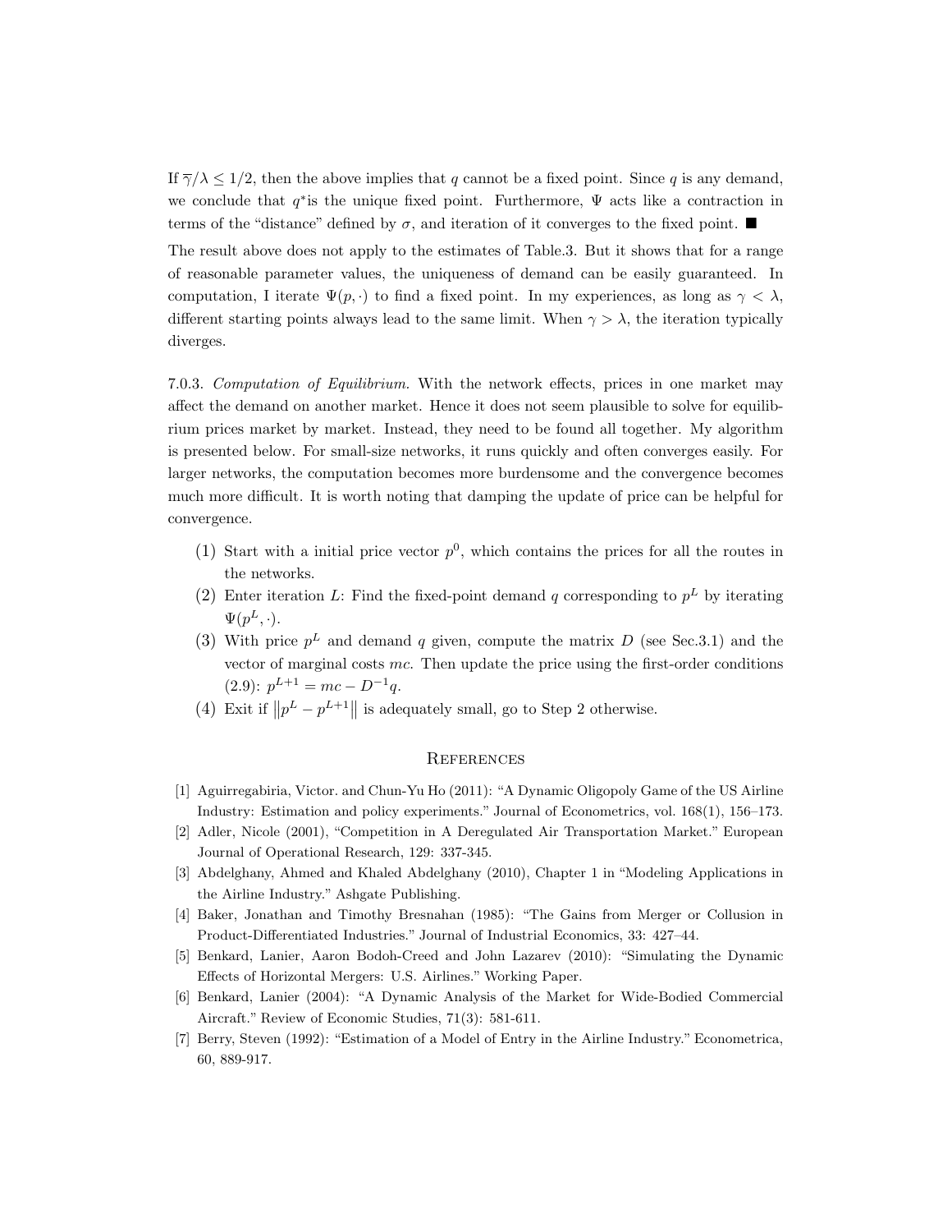If $\overline{\gamma}/\lambda \leq 1/2$, then the above implies that $q$ cannot be a fixed point. Since $q$ is any demand, we conclude that $q^*$is the unique fixed point. Furthermore, $\Psi$ acts like a contraction in terms of the "distance" defined by $\sigma$, and iteration of it converges to the fixed point. ■

The result above does not apply to the estimates of Table.3. But it shows that for a range of reasonable parameter values, the uniqueness of demand can be easily guaranteed. In computation, I iterate $\Psi(p, \cdot)$ to find a fixed point. In my experiences, as long as $\gamma < \lambda$, different starting points always lead to the same limit. When $\gamma > \lambda$, the iteration typically diverges.

7.0.3. *Computation of Equilibrium.* With the network effects, prices in one market may affect the demand on another market. Hence it does not seem plausible to solve for equilibrium prices market by market. Instead, they need to be found all together. My algorithm is presented below. For small-size networks, it runs quickly and often converges easily. For larger networks, the computation becomes more burdensome and the convergence becomes much more difficult. It is worth noting that damping the update of price can be helpful for convergence.

(1) Start with a initial price vector $p^0$, which contains the prices for all the routes in the networks.
(2) Enter iteration $L$: Find the fixed-point demand $q$ corresponding to $p^L$ by iterating $\Psi(p^L, \cdot)$.
(3) With price $p^L$ and demand $q$ given, compute the matrix $D$ (see Sec.3.1) and the vector of marginal costs $mc$. Then update the price using the first-order conditions (2.9): $p^{L+1} = mc - D^{-1}q$.
(4) Exit if $\left\|p^L - p^{L+1}\right\|$ is adequately small, go to Step 2 otherwise.

## References

[1] Aguirregabiria, Victor. and Chun-Yu Ho (2011): "A Dynamic Oligopoly Game of the US Airline Industry: Estimation and policy experiments." Journal of Econometrics, vol. 168(1), 156–173.

[2] Adler, Nicole (2001), "Competition in A Deregulated Air Transportation Market." European Journal of Operational Research, 129: 337-345.

[3] Abdelghany, Ahmed and Khaled Abdelghany (2010), Chapter 1 in "Modeling Applications in the Airline Industry." Ashgate Publishing.

[4] Baker, Jonathan and Timothy Bresnahan (1985): "The Gains from Merger or Collusion in Product-Differentiated Industries." Journal of Industrial Economics, 33: 427–44.

[5] Benkard, Lanier, Aaron Bodoh-Creed and John Lazarev (2010): "Simulating the Dynamic Effects of Horizontal Mergers: U.S. Airlines." Working Paper.

[6] Benkard, Lanier (2004): "A Dynamic Analysis of the Market for Wide-Bodied Commercial Aircraft." Review of Economic Studies, 71(3): 581-611.

[7] Berry, Steven (1992): "Estimation of a Model of Entry in the Airline Industry." Econometrica, 60, 889-917.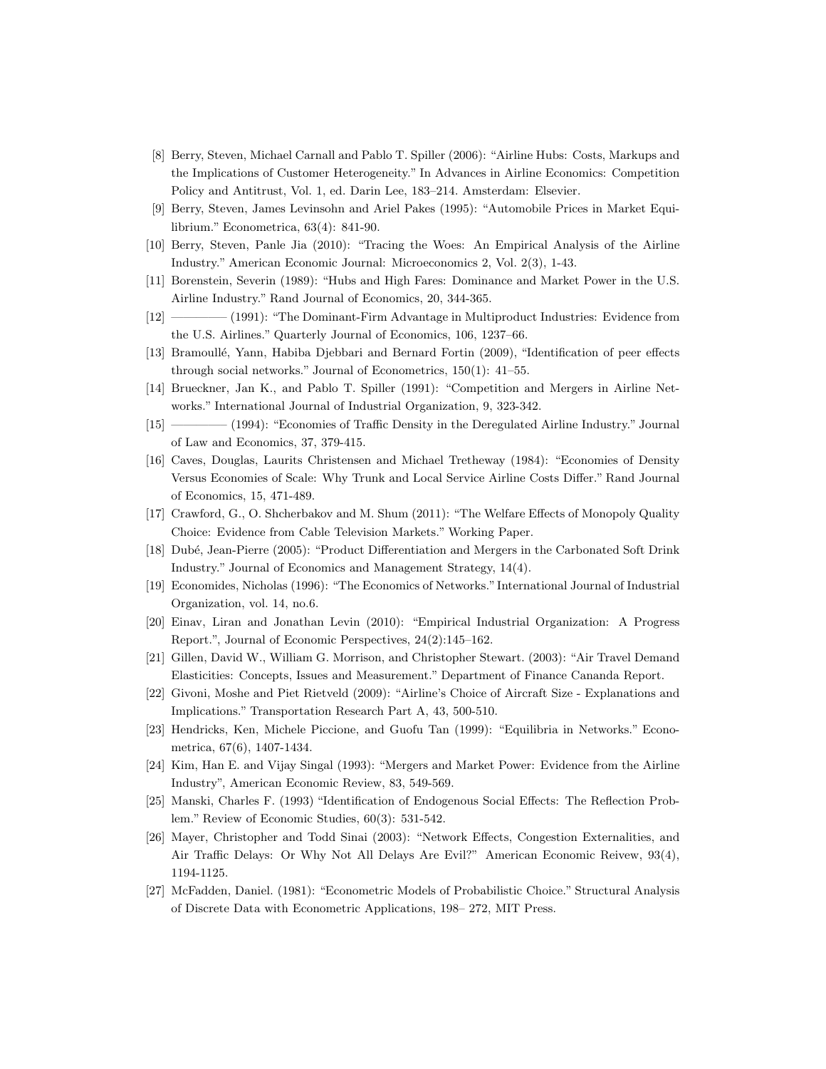[8] Berry, Steven, Michael Carnall and Pablo T. Spiller (2006): "Airline Hubs: Costs, Markups and the Implications of Customer Heterogeneity." In Advances in Airline Economics: Competition Policy and Antitrust, Vol. 1, ed. Darin Lee, 183–214. Amsterdam: Elsevier.

[9] Berry, Steven, James Levinsohn and Ariel Pakes (1995): "Automobile Prices in Market Equilibrium." Econometrica, 63(4): 841-90.

[10] Berry, Steven, Panle Jia (2010): "Tracing the Woes: An Empirical Analysis of the Airline Industry." American Economic Journal: Microeconomics 2, Vol. 2(3), 1-43.

[11] Borenstein, Severin (1989): "Hubs and High Fares: Dominance and Market Power in the U.S. Airline Industry." Rand Journal of Economics, 20, 344-365.

[12] ———— (1991): "The Dominant-Firm Advantage in Multiproduct Industries: Evidence from the U.S. Airlines." Quarterly Journal of Economics, 106, 1237–66.

[13] Bramoullé, Yann, Habiba Djebbari and Bernard Fortin (2009), "Identification of peer effects through social networks." Journal of Econometrics, 150(1): 41–55.

[14] Brueckner, Jan K., and Pablo T. Spiller (1991): "Competition and Mergers in Airline Networks." International Journal of Industrial Organization, 9, 323-342.

[15] ———— (1994): "Economies of Traffic Density in the Deregulated Airline Industry." Journal of Law and Economics, 37, 379-415.

[16] Caves, Douglas, Laurits Christensen and Michael Tretheway (1984): "Economies of Density Versus Economies of Scale: Why Trunk and Local Service Airline Costs Differ." Rand Journal of Economics, 15, 471-489.

[17] Crawford, G., O. Shcherbakov and M. Shum (2011): "The Welfare Effects of Monopoly Quality Choice: Evidence from Cable Television Markets." Working Paper.

[18] Dubé, Jean-Pierre (2005): "Product Differentiation and Mergers in the Carbonated Soft Drink Industry." Journal of Economics and Management Strategy, 14(4).

[19] Economides, Nicholas (1996): "The Economics of Networks." International Journal of Industrial Organization, vol. 14, no.6.

[20] Einav, Liran and Jonathan Levin (2010): "Empirical Industrial Organization: A Progress Report.", Journal of Economic Perspectives, 24(2):145–162.

[21] Gillen, David W., William G. Morrison, and Christopher Stewart. (2003): "Air Travel Demand Elasticities: Concepts, Issues and Measurement." Department of Finance Cananda Report.

[22] Givoni, Moshe and Piet Rietveld (2009): "Airline's Choice of Aircraft Size - Explanations and Implications." Transportation Research Part A, 43, 500-510.

[23] Hendricks, Ken, Michele Piccione, and Guofu Tan (1999): "Equilibria in Networks." Econometrica, 67(6), 1407-1434.

[24] Kim, Han E. and Vijay Singal (1993): "Mergers and Market Power: Evidence from the Airline Industry", American Economic Review, 83, 549-569.

[25] Manski, Charles F. (1993) "Identification of Endogenous Social Effects: The Reflection Problem." Review of Economic Studies, 60(3): 531-542.

[26] Mayer, Christopher and Todd Sinai (2003): "Network Effects, Congestion Externalities, and Air Traffic Delays: Or Why Not All Delays Are Evil?" American Economic Reivew, 93(4), 1194-1125.

[27] McFadden, Daniel. (1981): "Econometric Models of Probabilistic Choice." Structural Analysis of Discrete Data with Econometric Applications, 198– 272, MIT Press.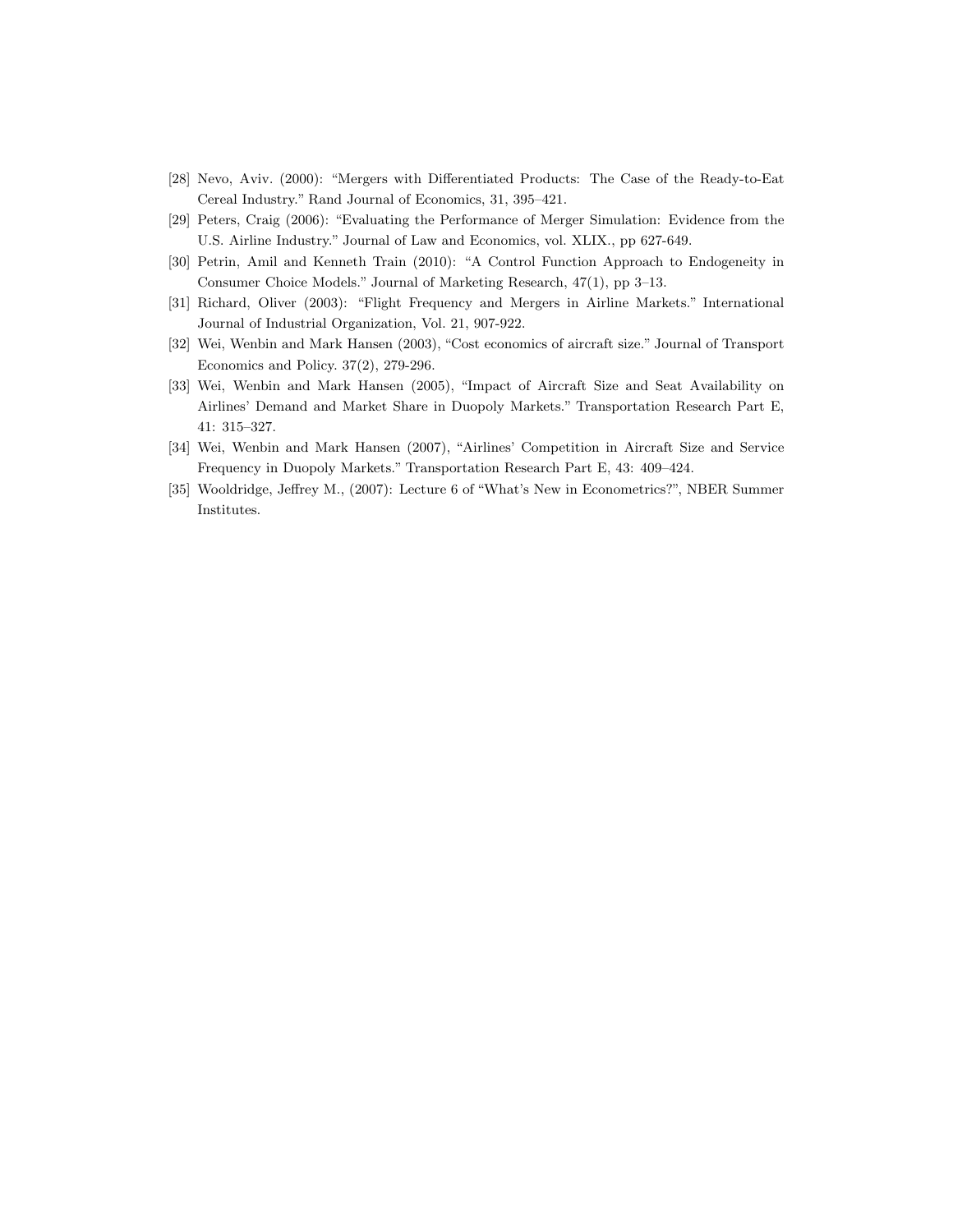[28] Nevo, Aviv. (2000): "Mergers with Differentiated Products: The Case of the Ready-to-Eat Cereal Industry." Rand Journal of Economics, 31, 395–421.

[29] Peters, Craig (2006): "Evaluating the Performance of Merger Simulation: Evidence from the U.S. Airline Industry." Journal of Law and Economics, vol. XLIX., pp 627-649.

[30] Petrin, Amil and Kenneth Train (2010): "A Control Function Approach to Endogeneity in Consumer Choice Models." Journal of Marketing Research, 47(1), pp 3–13.

[31] Richard, Oliver (2003): "Flight Frequency and Mergers in Airline Markets." International Journal of Industrial Organization, Vol. 21, 907-922.

[32] Wei, Wenbin and Mark Hansen (2003), "Cost economics of aircraft size." Journal of Transport Economics and Policy. 37(2), 279-296.

[33] Wei, Wenbin and Mark Hansen (2005), "Impact of Aircraft Size and Seat Availability on Airlines' Demand and Market Share in Duopoly Markets." Transportation Research Part E, 41: 315–327.

[34] Wei, Wenbin and Mark Hansen (2007), "Airlines' Competition in Aircraft Size and Service Frequency in Duopoly Markets." Transportation Research Part E, 43: 409–424.

[35] Wooldridge, Jeffrey M., (2007): Lecture 6 of "What's New in Econometrics?", NBER Summer Institutes.